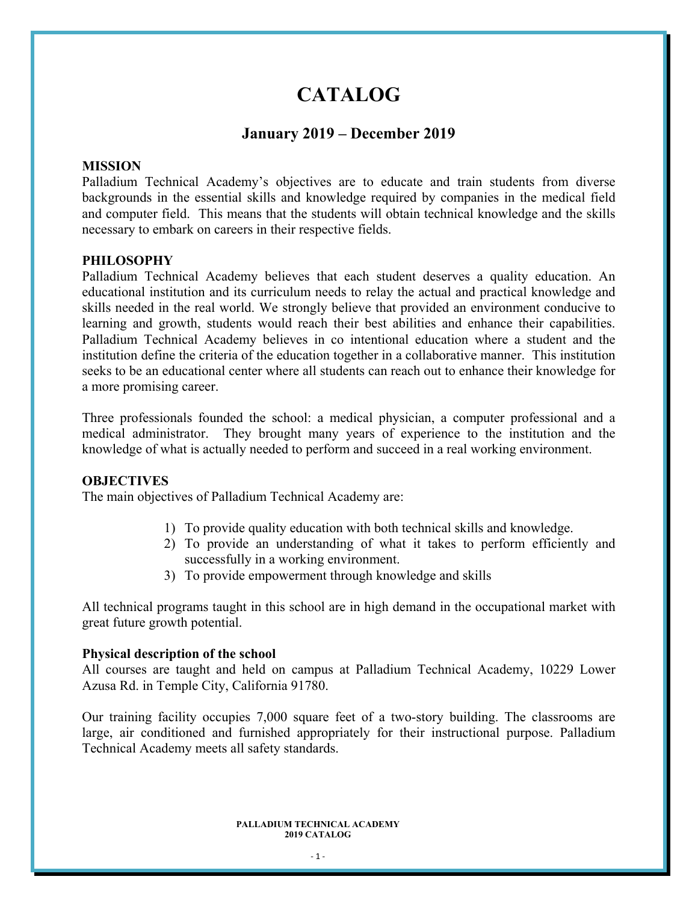# CATALOG

## January 2019 – December 2019

**MISSION**
Palladium Technical Academy's objectives are to educate and train students from diverse backgrounds in the essential skills and knowledge required by companies in the medical field and computer field. This means that the students will obtain technical knowledge and the skills necessary to embark on careers in their respective fields.

**PHILOSOPHY**
Palladium Technical Academy believes that each student deserves a quality education. An educational institution and its curriculum needs to relay the actual and practical knowledge and skills needed in the real world. We strongly believe that provided an environment conducive to learning and growth, students would reach their best abilities and enhance their capabilities. Palladium Technical Academy believes in co intentional education where a student and the institution define the criteria of the education together in a collaborative manner. This institution seeks to be an educational center where all students can reach out to enhance their knowledge for a more promising career.

Three professionals founded the school: a medical physician, a computer professional and a medical administrator. They brought many years of experience to the institution and the knowledge of what is actually needed to perform and succeed in a real working environment.

**OBJECTIVES**
The main objectives of Palladium Technical Academy are:

1) To provide quality education with both technical skills and knowledge.
2) To provide an understanding of what it takes to perform efficiently and successfully in a working environment.
3) To provide empowerment through knowledge and skills

All technical programs taught in this school are in high demand in the occupational market with great future growth potential.

**Physical description of the school**
All courses are taught and held on campus at Palladium Technical Academy, 10229 Lower Azusa Rd. in Temple City, California 91780.

Our training facility occupies 7,000 square feet of a two-story building. The classrooms are large, air conditioned and furnished appropriately for their instructional purpose. Palladium Technical Academy meets all safety standards.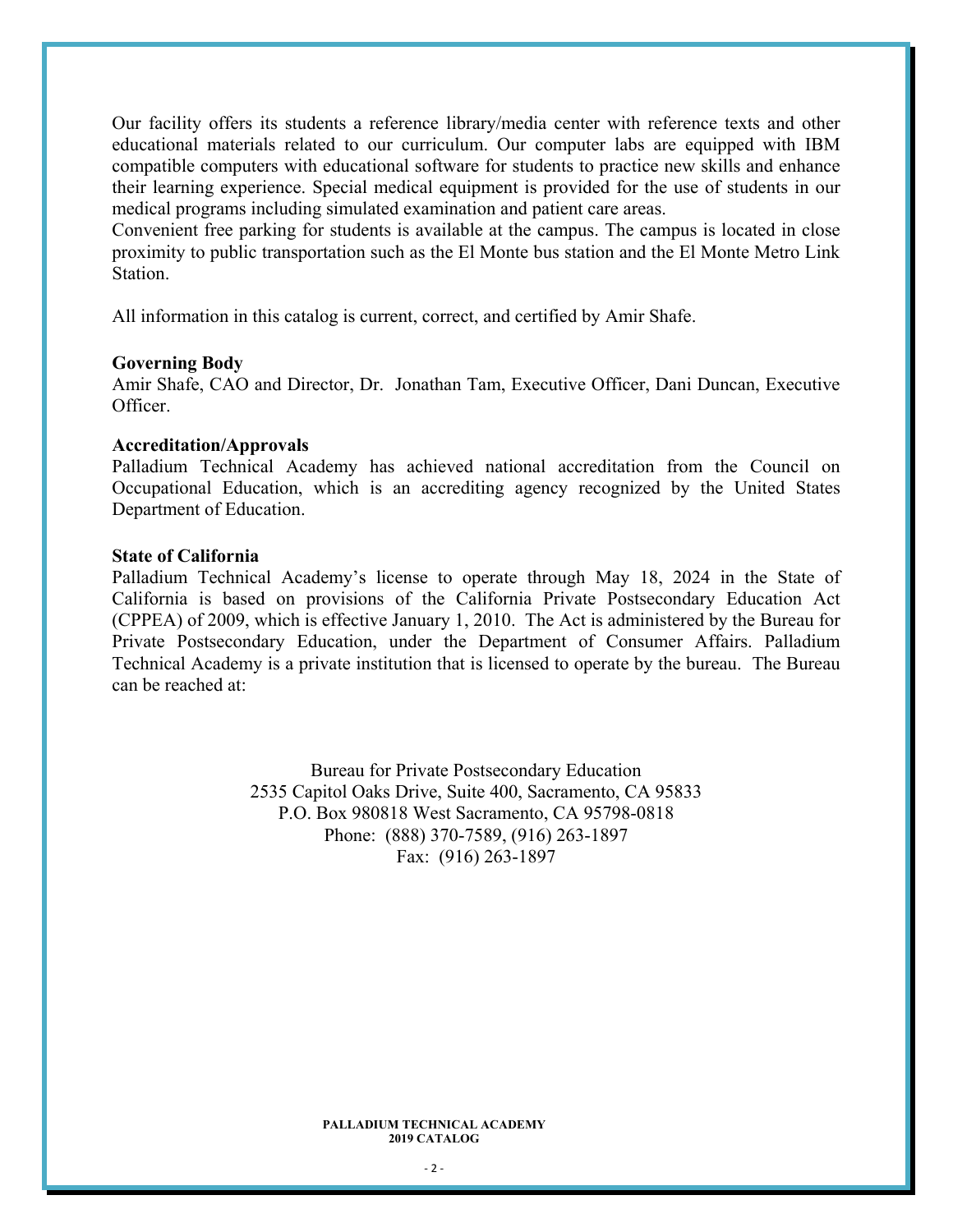Our facility offers its students a reference library/media center with reference texts and other educational materials related to our curriculum. Our computer labs are equipped with IBM compatible computers with educational software for students to practice new skills and enhance their learning experience. Special medical equipment is provided for the use of students in our medical programs including simulated examination and patient care areas.
Convenient free parking for students is available at the campus. The campus is located in close proximity to public transportation such as the El Monte bus station and the El Monte Metro Link Station.

All information in this catalog is current, correct, and certified by Amir Shafe.

**Governing Body**
Amir Shafe, CAO and Director, Dr. Jonathan Tam, Executive Officer, Dani Duncan, Executive Officer.

**Accreditation/Approvals**
Palladium Technical Academy has achieved national accreditation from the Council on Occupational Education, which is an accrediting agency recognized by the United States Department of Education.

**State of California**
Palladium Technical Academy's license to operate through May 18, 2024 in the State of California is based on provisions of the California Private Postsecondary Education Act (CPPEA) of 2009, which is effective January 1, 2010. The Act is administered by the Bureau for Private Postsecondary Education, under the Department of Consumer Affairs. Palladium Technical Academy is a private institution that is licensed to operate by the bureau. The Bureau can be reached at:

Bureau for Private Postsecondary Education
2535 Capitol Oaks Drive, Suite 400, Sacramento, CA 95833
P.O. Box 980818 West Sacramento, CA 95798-0818
Phone: (888) 370-7589, (916) 263-1897
Fax: (916) 263-1897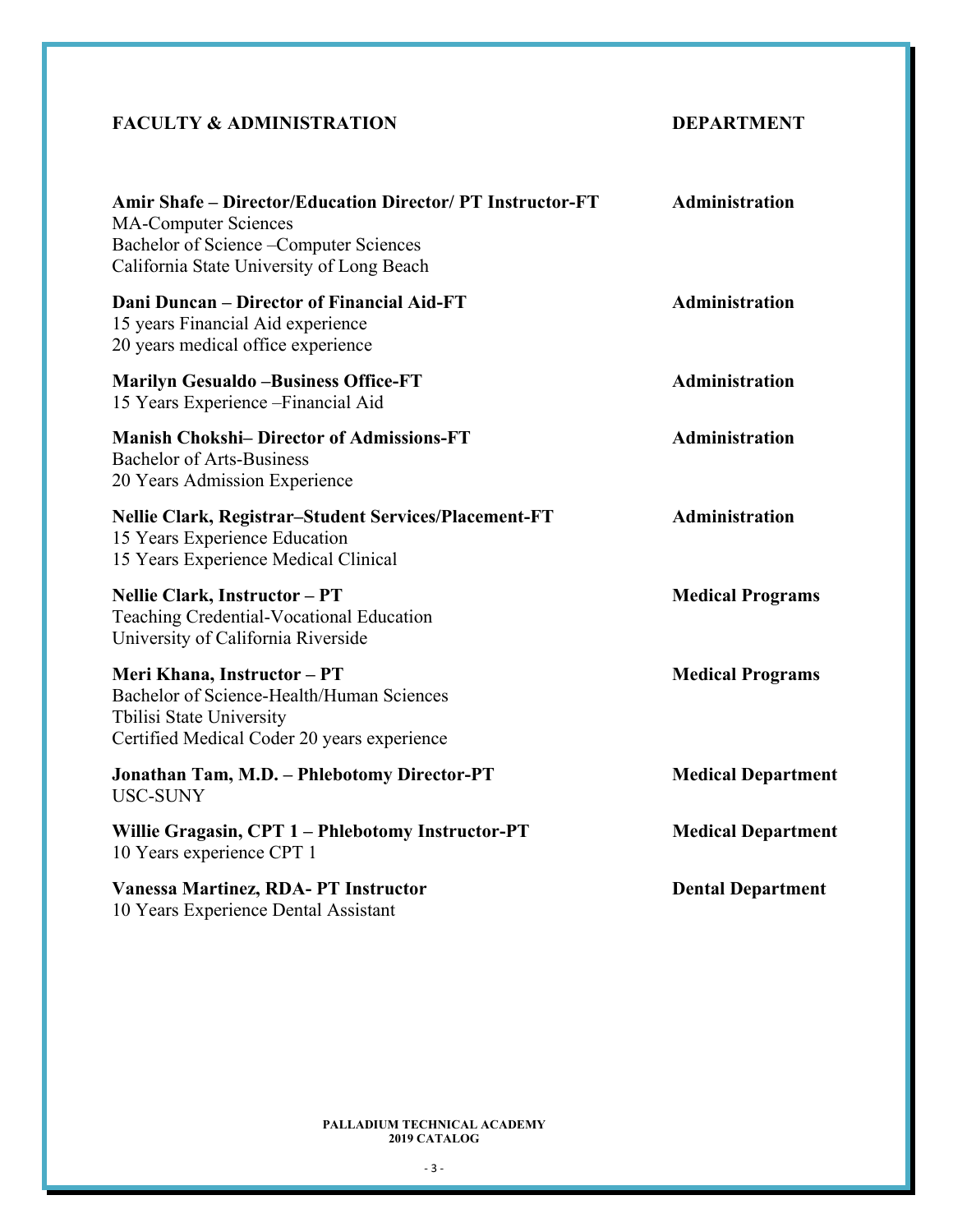| FACULTY & ADMINISTRATION | DEPARTMENT |
| --- | --- |
| **Amir Shafe – Director/Education Director/ PT Instructor-FT**<br>MA-Computer Sciences<br>Bachelor of Science –Computer Sciences<br>California State University of Long Beach | **Administration** |
| **Dani Duncan – Director of Financial Aid-FT**<br>15 years Financial Aid experience<br>20 years medical office experience | **Administration** |
| **Marilyn Gesualdo –Business Office-FT**<br>15 Years Experience –Financial Aid | **Administration** |
| **Manish Chokshi– Director of Admissions-FT**<br>Bachelor of Arts-Business<br>20 Years Admission Experience | **Administration** |
| **Nellie Clark, Registrar–Student Services/Placement-FT**<br>15 Years Experience Education<br>15 Years Experience Medical Clinical | **Administration** |
| **Nellie Clark, Instructor – PT**<br>Teaching Credential-Vocational Education<br>University of California Riverside | **Medical Programs** |
| **Meri Khana, Instructor – PT**<br>Bachelor of Science-Health/Human Sciences<br>Tbilisi State University<br>Certified Medical Coder 20 years experience | **Medical Programs** |
| **Jonathan Tam, M.D. – Phlebotomy Director-PT**<br>USC-SUNY | **Medical Department** |
| **Willie Gragasin, CPT 1 – Phlebotomy Instructor-PT**<br>10 Years experience CPT 1 | **Medical Department** |
| **Vanessa Martinez, RDA- PT Instructor**<br>10 Years Experience Dental Assistant | **Dental Department** |

PALLADIUM TECHNICAL ACADEMY
2019 CATALOG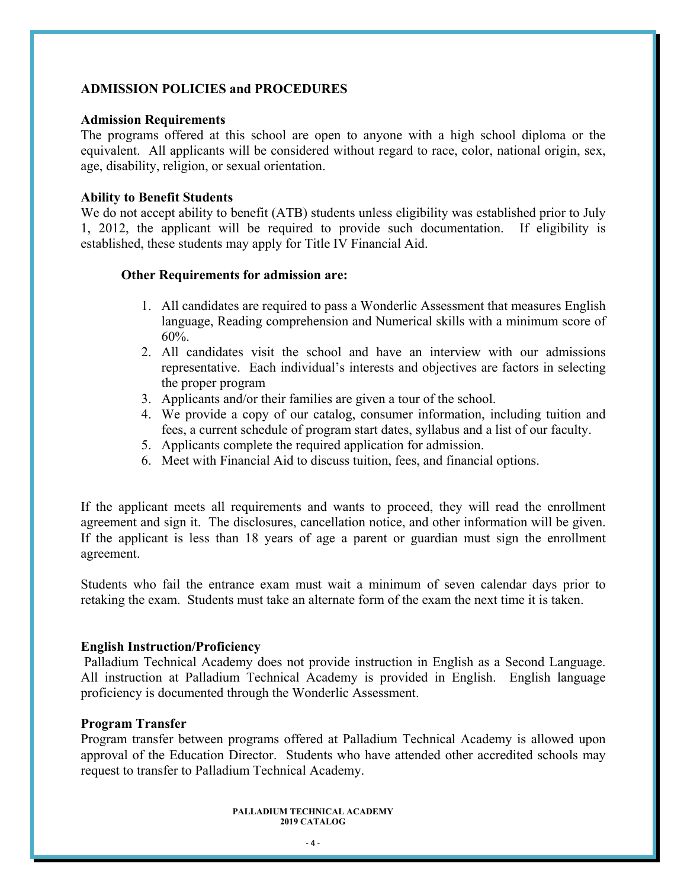## ADMISSION POLICIES and PROCEDURES

### Admission Requirements

The programs offered at this school are open to anyone with a high school diploma or the equivalent. All applicants will be considered without regard to race, color, national origin, sex, age, disability, religion, or sexual orientation.

### Ability to Benefit Students

We do not accept ability to benefit (ATB) students unless eligibility was established prior to July 1, 2012, the applicant will be required to provide such documentation. If eligibility is established, these students may apply for Title IV Financial Aid.

**Other Requirements for admission are:**

1. All candidates are required to pass a Wonderlic Assessment that measures English language, Reading comprehension and Numerical skills with a minimum score of 60%.
2. All candidates visit the school and have an interview with our admissions representative. Each individual's interests and objectives are factors in selecting the proper program
3. Applicants and/or their families are given a tour of the school.
4. We provide a copy of our catalog, consumer information, including tuition and fees, a current schedule of program start dates, syllabus and a list of our faculty.
5. Applicants complete the required application for admission.
6. Meet with Financial Aid to discuss tuition, fees, and financial options.

If the applicant meets all requirements and wants to proceed, they will read the enrollment agreement and sign it. The disclosures, cancellation notice, and other information will be given. If the applicant is less than 18 years of age a parent or guardian must sign the enrollment agreement.

Students who fail the entrance exam must wait a minimum of seven calendar days prior to retaking the exam. Students must take an alternate form of the exam the next time it is taken.

### English Instruction/Proficiency

Palladium Technical Academy does not provide instruction in English as a Second Language. All instruction at Palladium Technical Academy is provided in English. English language proficiency is documented through the Wonderlic Assessment.

### Program Transfer

Program transfer between programs offered at Palladium Technical Academy is allowed upon approval of the Education Director. Students who have attended other accredited schools may request to transfer to Palladium Technical Academy.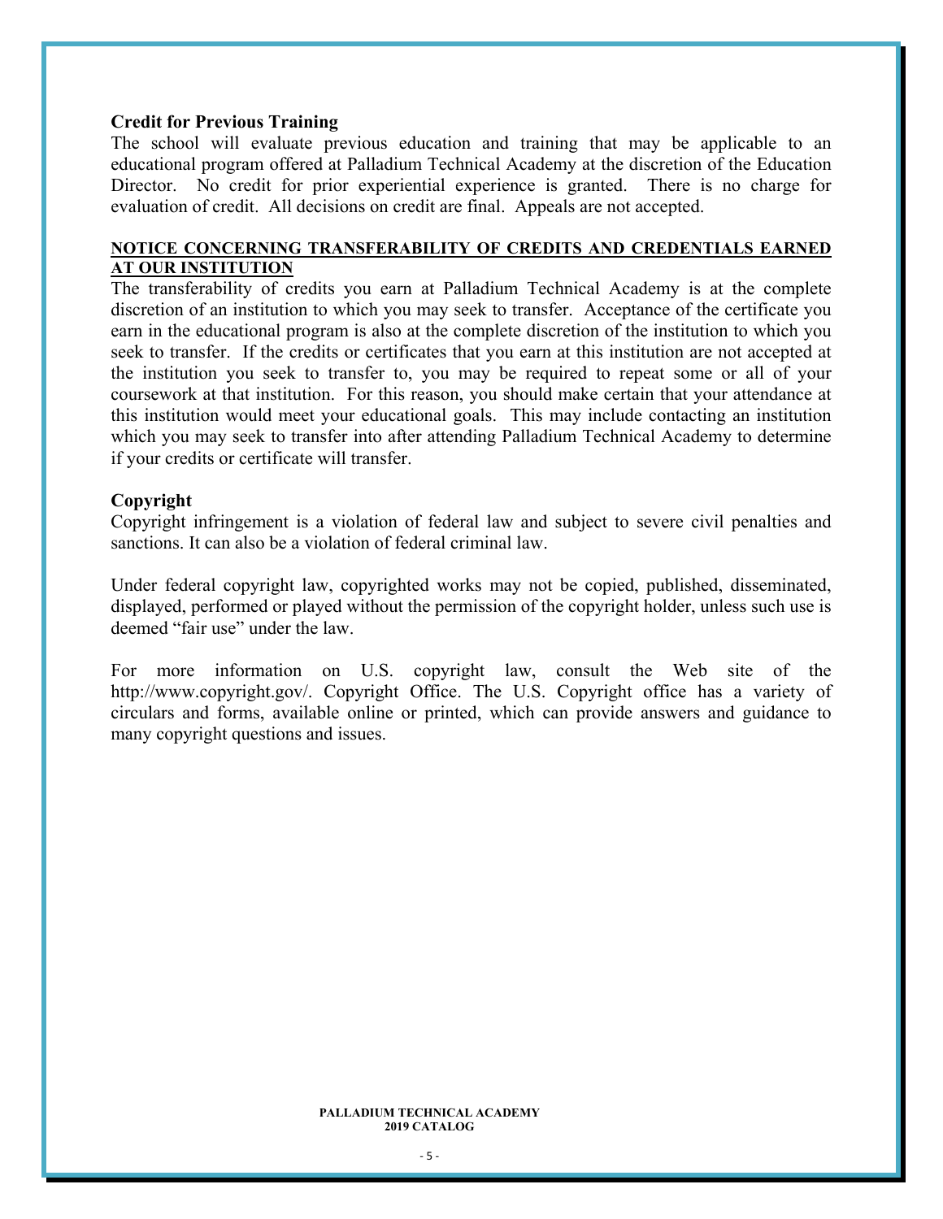**Credit for Previous Training**

The school will evaluate previous education and training that may be applicable to an educational program offered at Palladium Technical Academy at the discretion of the Education Director. No credit for prior experiential experience is granted. There is no charge for evaluation of credit. All decisions on credit are final. Appeals are not accepted.

**NOTICE CONCERNING TRANSFERABILITY OF CREDITS AND CREDENTIALS EARNED AT OUR INSTITUTION**

The transferability of credits you earn at Palladium Technical Academy is at the complete discretion of an institution to which you may seek to transfer. Acceptance of the certificate you earn in the educational program is also at the complete discretion of the institution to which you seek to transfer. If the credits or certificates that you earn at this institution are not accepted at the institution you seek to transfer to, you may be required to repeat some or all of your coursework at that institution. For this reason, you should make certain that your attendance at this institution would meet your educational goals. This may include contacting an institution which you may seek to transfer into after attending Palladium Technical Academy to determine if your credits or certificate will transfer.

**Copyright**

Copyright infringement is a violation of federal law and subject to severe civil penalties and sanctions. It can also be a violation of federal criminal law.

Under federal copyright law, copyrighted works may not be copied, published, disseminated, displayed, performed or played without the permission of the copyright holder, unless such use is deemed "fair use" under the law.

For more information on U.S. copyright law, consult the Web site of the http://www.copyright.gov/. Copyright Office. The U.S. Copyright office has a variety of circulars and forms, available online or printed, which can provide answers and guidance to many copyright questions and issues.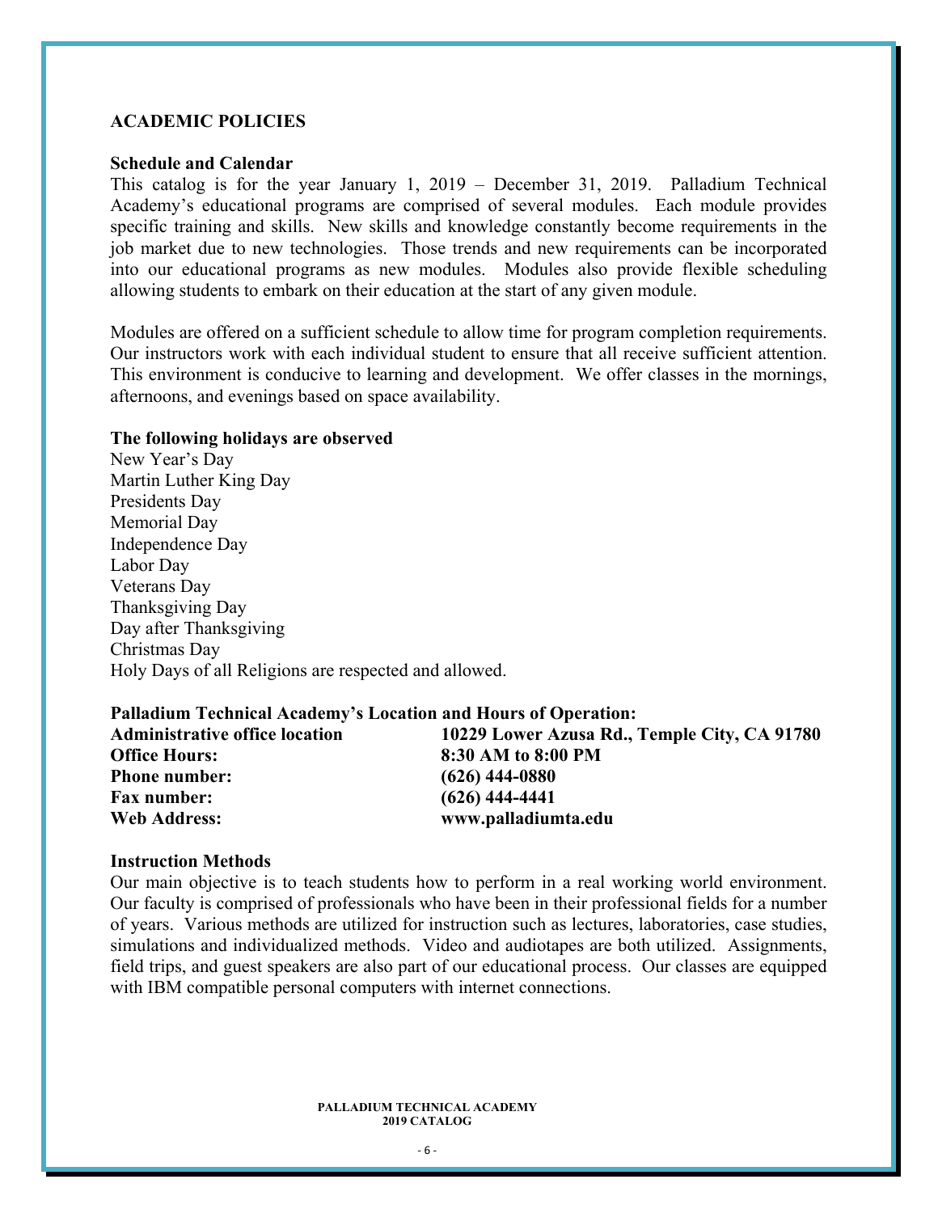## ACADEMIC POLICIES

### Schedule and Calendar

This catalog is for the year January 1, 2019 – December 31, 2019. Palladium Technical Academy's educational programs are comprised of several modules. Each module provides specific training and skills. New skills and knowledge constantly become requirements in the job market due to new technologies. Those trends and new requirements can be incorporated into our educational programs as new modules. Modules also provide flexible scheduling allowing students to embark on their education at the start of any given module.

Modules are offered on a sufficient schedule to allow time for program completion requirements. Our instructors work with each individual student to ensure that all receive sufficient attention. This environment is conducive to learning and development. We offer classes in the mornings, afternoons, and evenings based on space availability.

### The following holidays are observed

New Year's Day
Martin Luther King Day
Presidents Day
Memorial Day
Independence Day
Labor Day
Veterans Day
Thanksgiving Day
Day after Thanksgiving
Christmas Day
Holy Days of all Religions are respected and allowed.

### Palladium Technical Academy's Location and Hours of Operation:

| | |
|---|---|
| **Administrative office location** | **10229 Lower Azusa Rd., Temple City, CA 91780** |
| **Office Hours:** | **8:30 AM to 8:00 PM** |
| **Phone number:** | **(626) 444-0880** |
| **Fax number:** | **(626) 444-4441** |
| **Web Address:** | **www.palladiumta.edu** |

### Instruction Methods

Our main objective is to teach students how to perform in a real working world environment. Our faculty is comprised of professionals who have been in their professional fields for a number of years. Various methods are utilized for instruction such as lectures, laboratories, case studies, simulations and individualized methods. Video and audiotapes are both utilized. Assignments, field trips, and guest speakers are also part of our educational process. Our classes are equipped with IBM compatible personal computers with internet connections.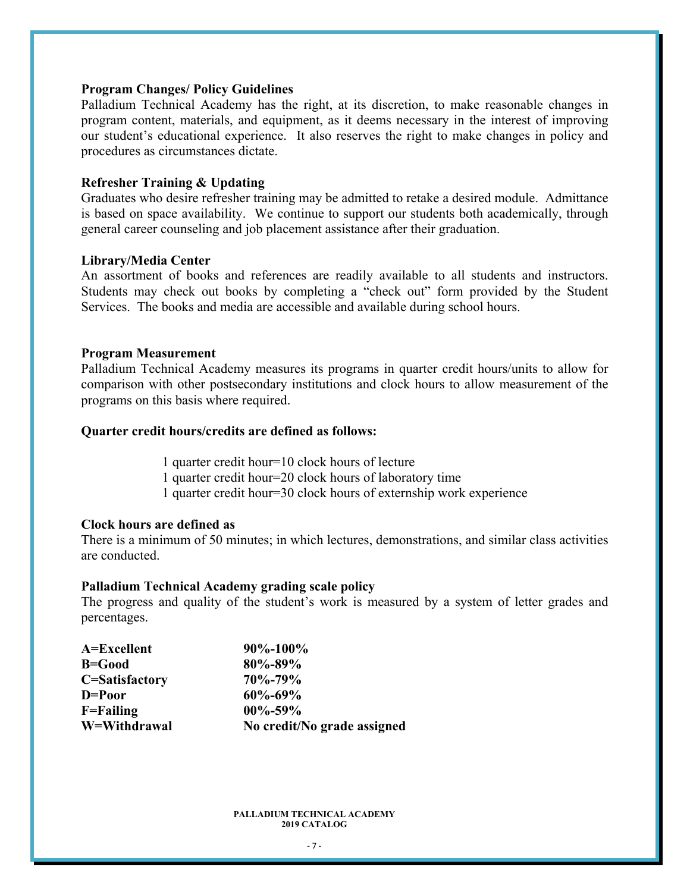### Program Changes/ Policy Guidelines

Palladium Technical Academy has the right, at its discretion, to make reasonable changes in program content, materials, and equipment, as it deems necessary in the interest of improving our student's educational experience. It also reserves the right to make changes in policy and procedures as circumstances dictate.

### Refresher Training & Updating

Graduates who desire refresher training may be admitted to retake a desired module. Admittance is based on space availability. We continue to support our students both academically, through general career counseling and job placement assistance after their graduation.

### Library/Media Center

An assortment of books and references are readily available to all students and instructors. Students may check out books by completing a "check out" form provided by the Student Services. The books and media are accessible and available during school hours.

### Program Measurement

Palladium Technical Academy measures its programs in quarter credit hours/units to allow for comparison with other postsecondary institutions and clock hours to allow measurement of the programs on this basis where required.

**Quarter credit hours/credits are defined as follows:**

1 quarter credit hour=10 clock hours of lecture
1 quarter credit hour=20 clock hours of laboratory time
1 quarter credit hour=30 clock hours of externship work experience

### Clock hours are defined as

There is a minimum of 50 minutes; in which lectures, demonstrations, and similar class activities are conducted.

### Palladium Technical Academy grading scale policy

The progress and quality of the student's work is measured by a system of letter grades and percentages.

| | |
|---|---|
| **A=Excellent** | **90%-100%** |
| **B=Good** | **80%-89%** |
| **C=Satisfactory** | **70%-79%** |
| **D=Poor** | **60%-69%** |
| **F=Failing** | **00%-59%** |
| **W=Withdrawal** | **No credit/No grade assigned** |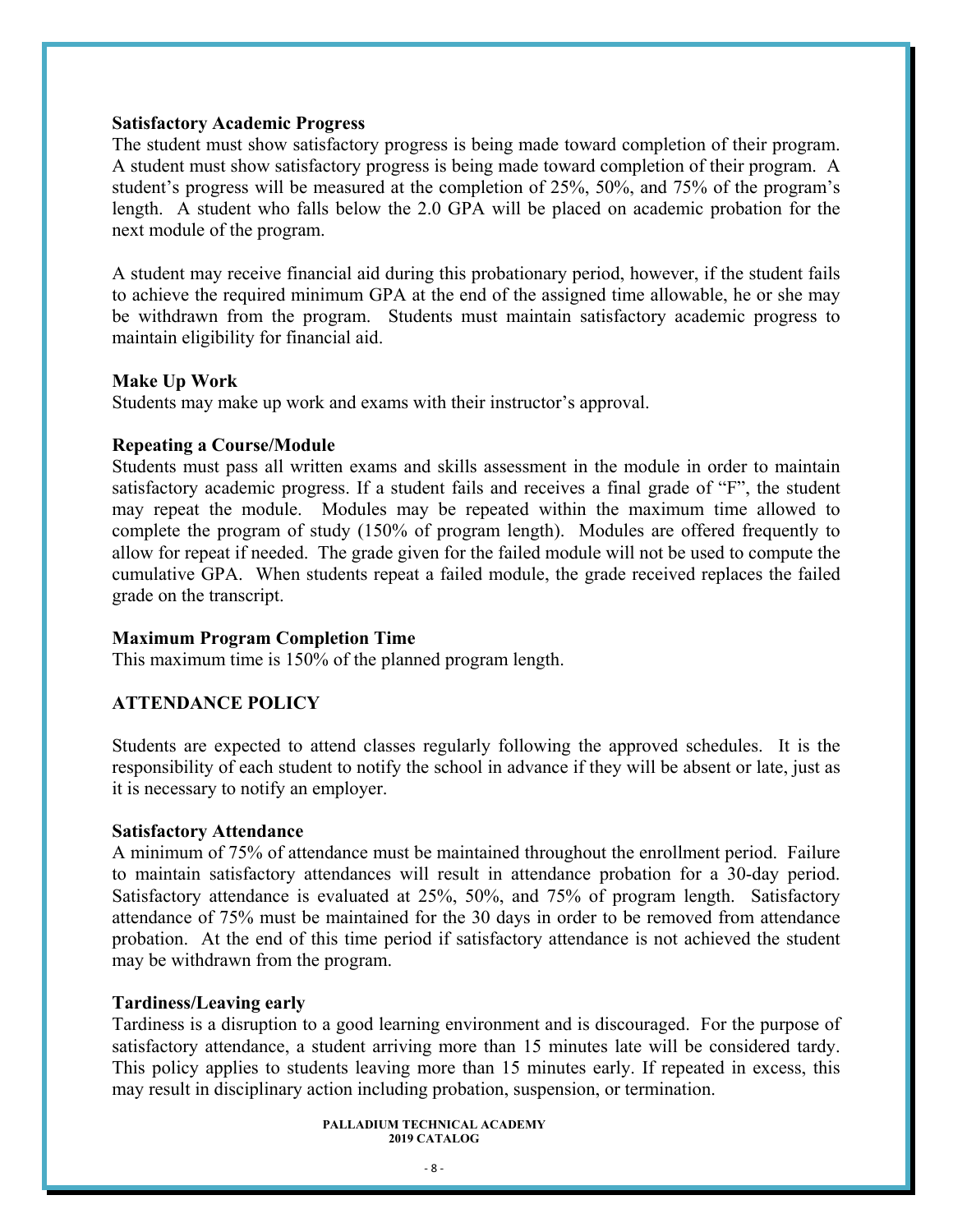**Satisfactory Academic Progress**

The student must show satisfactory progress is being made toward completion of their program. A student must show satisfactory progress is being made toward completion of their program. A student's progress will be measured at the completion of 25%, 50%, and 75% of the program's length. A student who falls below the 2.0 GPA will be placed on academic probation for the next module of the program.

A student may receive financial aid during this probationary period, however, if the student fails to achieve the required minimum GPA at the end of the assigned time allowable, he or she may be withdrawn from the program. Students must maintain satisfactory academic progress to maintain eligibility for financial aid.

**Make Up Work**

Students may make up work and exams with their instructor's approval.

**Repeating a Course/Module**

Students must pass all written exams and skills assessment in the module in order to maintain satisfactory academic progress. If a student fails and receives a final grade of "F", the student may repeat the module. Modules may be repeated within the maximum time allowed to complete the program of study (150% of program length). Modules are offered frequently to allow for repeat if needed. The grade given for the failed module will not be used to compute the cumulative GPA. When students repeat a failed module, the grade received replaces the failed grade on the transcript.

**Maximum Program Completion Time**

This maximum time is 150% of the planned program length.

## ATTENDANCE POLICY

Students are expected to attend classes regularly following the approved schedules. It is the responsibility of each student to notify the school in advance if they will be absent or late, just as it is necessary to notify an employer.

**Satisfactory Attendance**

A minimum of 75% of attendance must be maintained throughout the enrollment period. Failure to maintain satisfactory attendances will result in attendance probation for a 30-day period. Satisfactory attendance is evaluated at 25%, 50%, and 75% of program length. Satisfactory attendance of 75% must be maintained for the 30 days in order to be removed from attendance probation. At the end of this time period if satisfactory attendance is not achieved the student may be withdrawn from the program.

**Tardiness/Leaving early**

Tardiness is a disruption to a good learning environment and is discouraged. For the purpose of satisfactory attendance, a student arriving more than 15 minutes late will be considered tardy. This policy applies to students leaving more than 15 minutes early. If repeated in excess, this may result in disciplinary action including probation, suspension, or termination.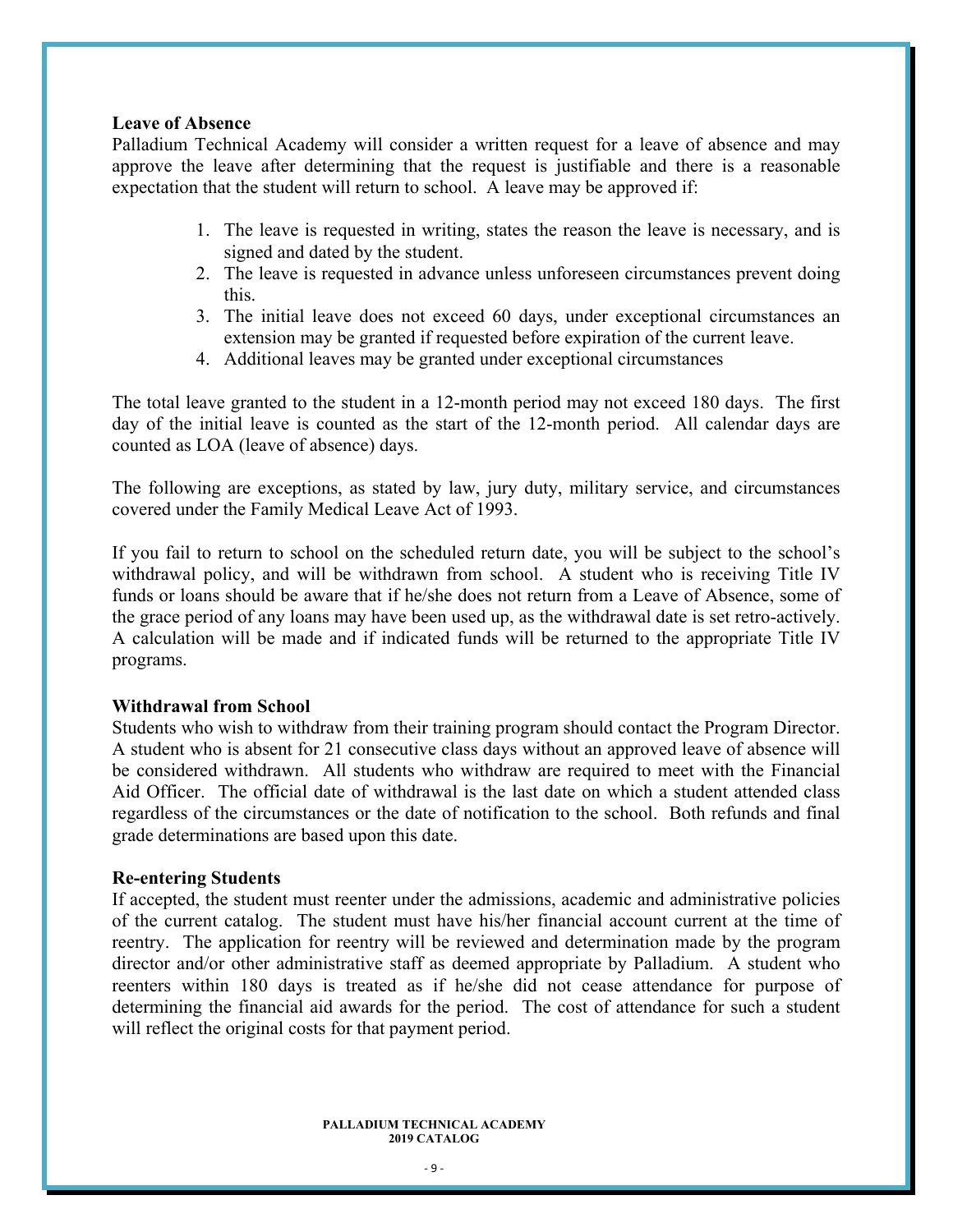**Leave of Absence**

Palladium Technical Academy will consider a written request for a leave of absence and may approve the leave after determining that the request is justifiable and there is a reasonable expectation that the student will return to school. A leave may be approved if:

1. The leave is requested in writing, states the reason the leave is necessary, and is signed and dated by the student.
2. The leave is requested in advance unless unforeseen circumstances prevent doing this.
3. The initial leave does not exceed 60 days, under exceptional circumstances an extension may be granted if requested before expiration of the current leave.
4. Additional leaves may be granted under exceptional circumstances

The total leave granted to the student in a 12-month period may not exceed 180 days. The first day of the initial leave is counted as the start of the 12-month period. All calendar days are counted as LOA (leave of absence) days.

The following are exceptions, as stated by law, jury duty, military service, and circumstances covered under the Family Medical Leave Act of 1993.

If you fail to return to school on the scheduled return date, you will be subject to the school's withdrawal policy, and will be withdrawn from school. A student who is receiving Title IV funds or loans should be aware that if he/she does not return from a Leave of Absence, some of the grace period of any loans may have been used up, as the withdrawal date is set retro-actively. A calculation will be made and if indicated funds will be returned to the appropriate Title IV programs.

**Withdrawal from School**

Students who wish to withdraw from their training program should contact the Program Director. A student who is absent for 21 consecutive class days without an approved leave of absence will be considered withdrawn. All students who withdraw are required to meet with the Financial Aid Officer. The official date of withdrawal is the last date on which a student attended class regardless of the circumstances or the date of notification to the school. Both refunds and final grade determinations are based upon this date.

**Re-entering Students**

If accepted, the student must reenter under the admissions, academic and administrative policies of the current catalog. The student must have his/her financial account current at the time of reentry. The application for reentry will be reviewed and determination made by the program director and/or other administrative staff as deemed appropriate by Palladium. A student who reenters within 180 days is treated as if he/she did not cease attendance for purpose of determining the financial aid awards for the period. The cost of attendance for such a student will reflect the original costs for that payment period.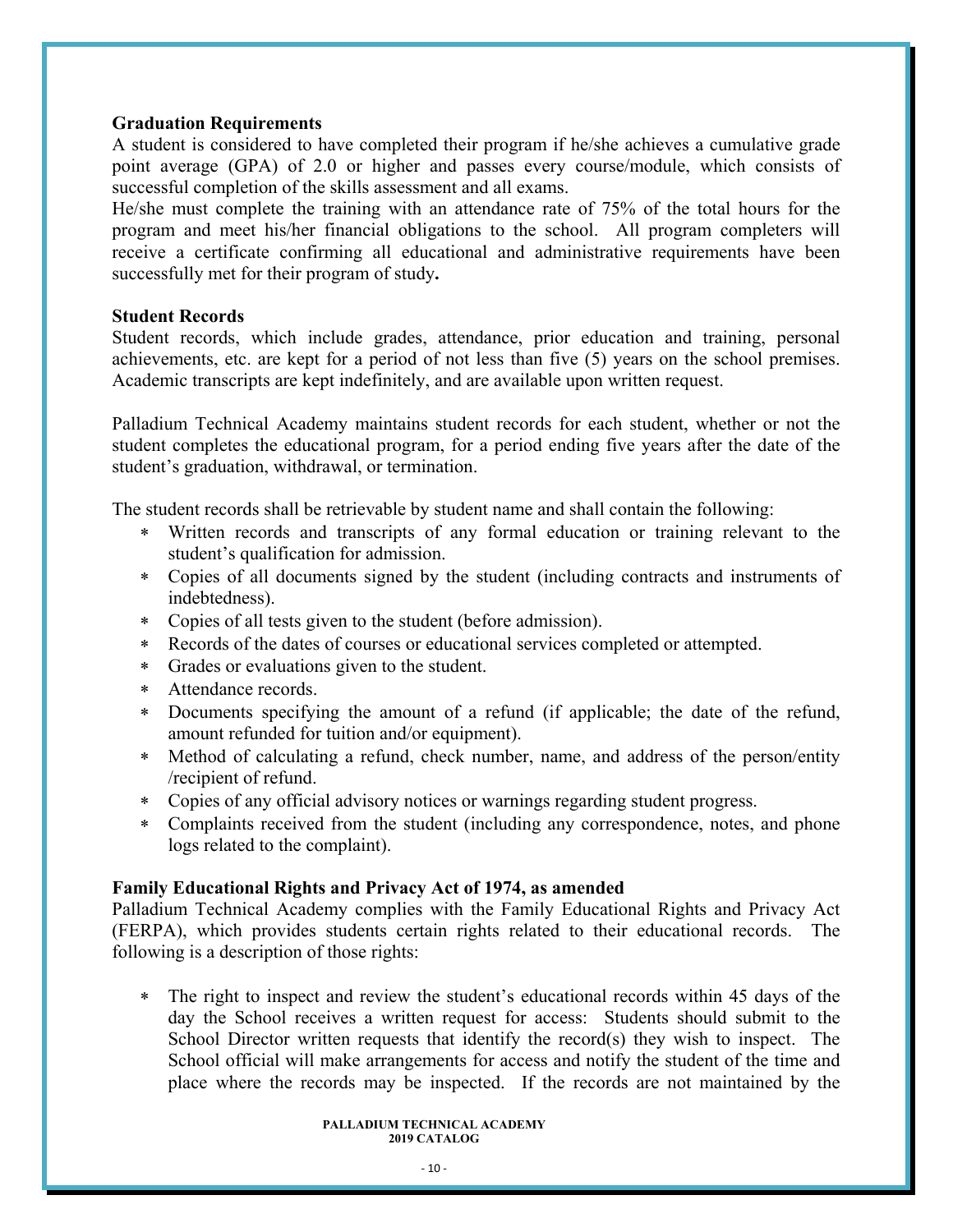**Graduation Requirements**

A student is considered to have completed their program if he/she achieves a cumulative grade point average (GPA) of 2.0 or higher and passes every course/module, which consists of successful completion of the skills assessment and all exams.

He/she must complete the training with an attendance rate of 75% of the total hours for the program and meet his/her financial obligations to the school. All program completers will receive a certificate confirming all educational and administrative requirements have been successfully met for their program of study**.**

**Student Records**

Student records, which include grades, attendance, prior education and training, personal achievements, etc. are kept for a period of not less than five (5) years on the school premises. Academic transcripts are kept indefinitely, and are available upon written request.

Palladium Technical Academy maintains student records for each student, whether or not the student completes the educational program, for a period ending five years after the date of the student's graduation, withdrawal, or termination.

The student records shall be retrievable by student name and shall contain the following:

- Written records and transcripts of any formal education or training relevant to the student's qualification for admission.
- Copies of all documents signed by the student (including contracts and instruments of indebtedness).
- Copies of all tests given to the student (before admission).
- Records of the dates of courses or educational services completed or attempted.
- Grades or evaluations given to the student.
- Attendance records.
- Documents specifying the amount of a refund (if applicable; the date of the refund, amount refunded for tuition and/or equipment).
- Method of calculating a refund, check number, name, and address of the person/entity /recipient of refund.
- Copies of any official advisory notices or warnings regarding student progress.
- Complaints received from the student (including any correspondence, notes, and phone logs related to the complaint).

**Family Educational Rights and Privacy Act of 1974, as amended**

Palladium Technical Academy complies with the Family Educational Rights and Privacy Act (FERPA), which provides students certain rights related to their educational records. The following is a description of those rights:

- The right to inspect and review the student's educational records within 45 days of the day the School receives a written request for access: Students should submit to the School Director written requests that identify the record(s) they wish to inspect. The School official will make arrangements for access and notify the student of the time and place where the records may be inspected. If the records are not maintained by the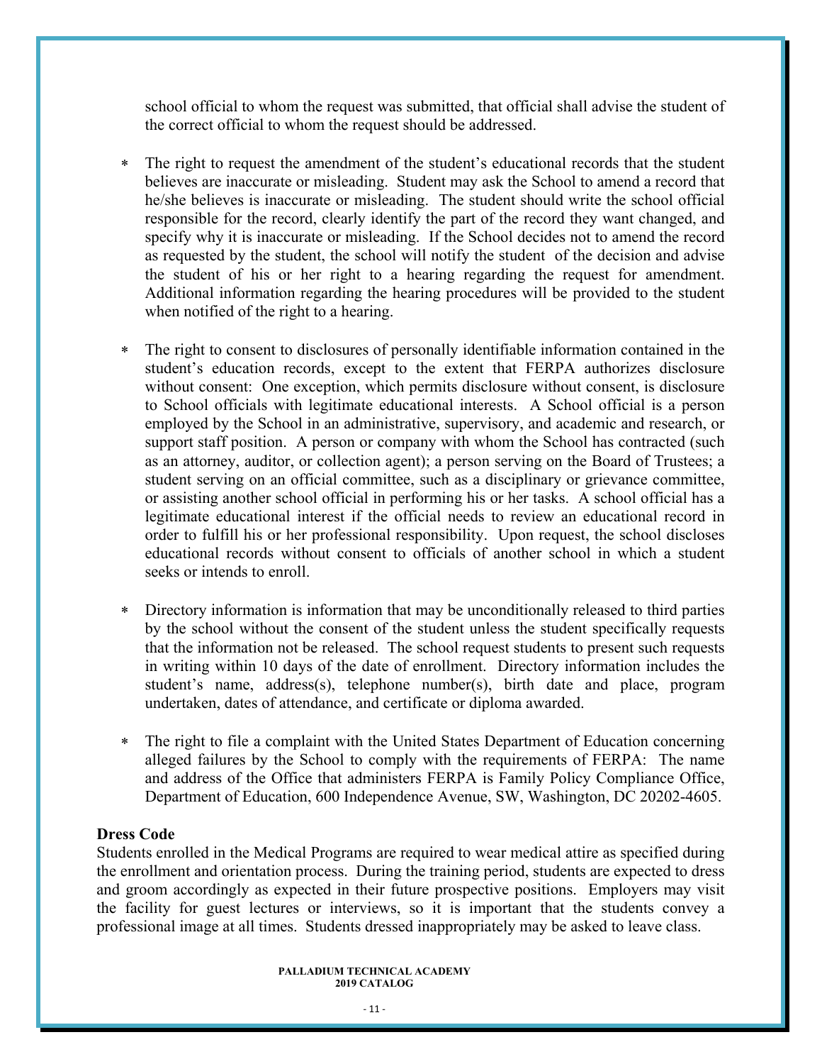school official to whom the request was submitted, that official shall advise the student of the correct official to whom the request should be addressed.

* The right to request the amendment of the student's educational records that the student believes are inaccurate or misleading. Student may ask the School to amend a record that he/she believes is inaccurate or misleading. The student should write the school official responsible for the record, clearly identify the part of the record they want changed, and specify why it is inaccurate or misleading. If the School decides not to amend the record as requested by the student, the school will notify the student of the decision and advise the student of his or her right to a hearing regarding the request for amendment. Additional information regarding the hearing procedures will be provided to the student when notified of the right to a hearing.

* The right to consent to disclosures of personally identifiable information contained in the student's education records, except to the extent that FERPA authorizes disclosure without consent: One exception, which permits disclosure without consent, is disclosure to School officials with legitimate educational interests. A School official is a person employed by the School in an administrative, supervisory, and academic and research, or support staff position. A person or company with whom the School has contracted (such as an attorney, auditor, or collection agent); a person serving on the Board of Trustees; a student serving on an official committee, such as a disciplinary or grievance committee, or assisting another school official in performing his or her tasks. A school official has a legitimate educational interest if the official needs to review an educational record in order to fulfill his or her professional responsibility. Upon request, the school discloses educational records without consent to officials of another school in which a student seeks or intends to enroll.

* Directory information is information that may be unconditionally released to third parties by the school without the consent of the student unless the student specifically requests that the information not be released. The school request students to present such requests in writing within 10 days of the date of enrollment. Directory information includes the student's name, address(s), telephone number(s), birth date and place, program undertaken, dates of attendance, and certificate or diploma awarded.

* The right to file a complaint with the United States Department of Education concerning alleged failures by the School to comply with the requirements of FERPA: The name and address of the Office that administers FERPA is Family Policy Compliance Office, Department of Education, 600 Independence Avenue, SW, Washington, DC 20202-4605.

**Dress Code**

Students enrolled in the Medical Programs are required to wear medical attire as specified during the enrollment and orientation process. During the training period, students are expected to dress and groom accordingly as expected in their future prospective positions. Employers may visit the facility for guest lectures or interviews, so it is important that the students convey a professional image at all times. Students dressed inappropriately may be asked to leave class.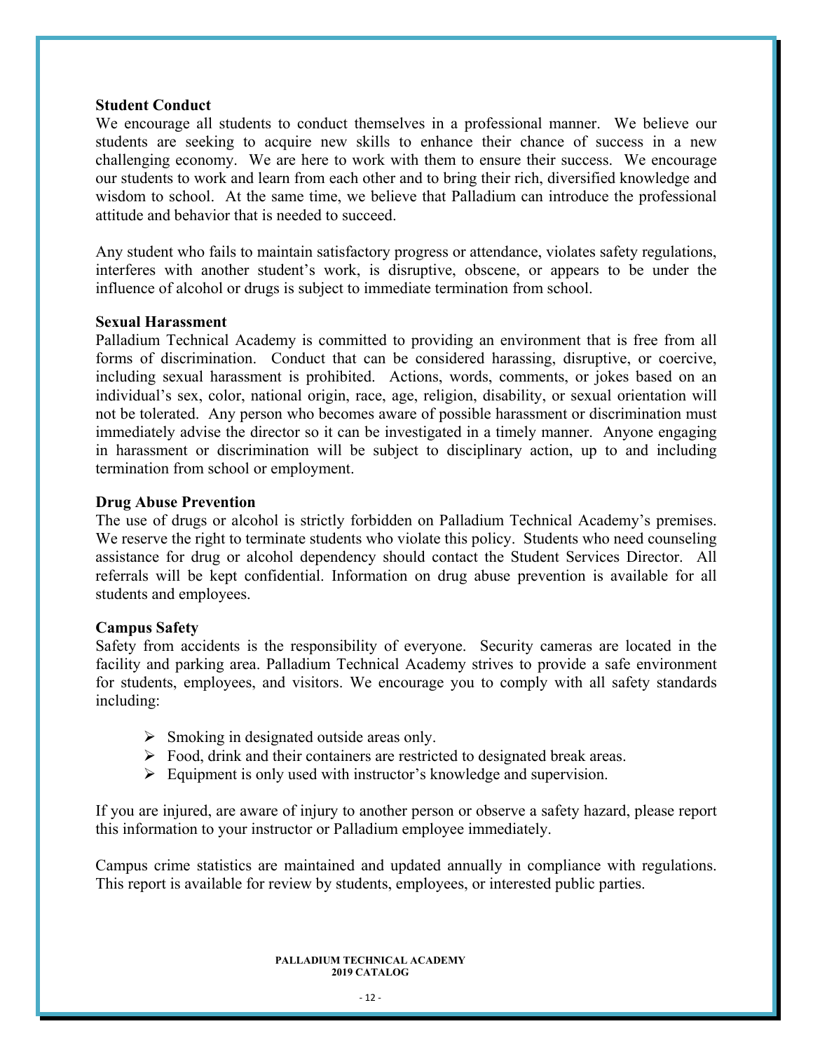**Student Conduct**

We encourage all students to conduct themselves in a professional manner. We believe our students are seeking to acquire new skills to enhance their chance of success in a new challenging economy. We are here to work with them to ensure their success. We encourage our students to work and learn from each other and to bring their rich, diversified knowledge and wisdom to school. At the same time, we believe that Palladium can introduce the professional attitude and behavior that is needed to succeed.

Any student who fails to maintain satisfactory progress or attendance, violates safety regulations, interferes with another student's work, is disruptive, obscene, or appears to be under the influence of alcohol or drugs is subject to immediate termination from school.

**Sexual Harassment**

Palladium Technical Academy is committed to providing an environment that is free from all forms of discrimination. Conduct that can be considered harassing, disruptive, or coercive, including sexual harassment is prohibited. Actions, words, comments, or jokes based on an individual's sex, color, national origin, race, age, religion, disability, or sexual orientation will not be tolerated. Any person who becomes aware of possible harassment or discrimination must immediately advise the director so it can be investigated in a timely manner. Anyone engaging in harassment or discrimination will be subject to disciplinary action, up to and including termination from school or employment.

**Drug Abuse Prevention**

The use of drugs or alcohol is strictly forbidden on Palladium Technical Academy's premises. We reserve the right to terminate students who violate this policy. Students who need counseling assistance for drug or alcohol dependency should contact the Student Services Director. All referrals will be kept confidential. Information on drug abuse prevention is available for all students and employees.

**Campus Safety**

Safety from accidents is the responsibility of everyone. Security cameras are located in the facility and parking area. Palladium Technical Academy strives to provide a safe environment for students, employees, and visitors. We encourage you to comply with all safety standards including:

- Smoking in designated outside areas only.
- Food, drink and their containers are restricted to designated break areas.
- Equipment is only used with instructor's knowledge and supervision.

If you are injured, are aware of injury to another person or observe a safety hazard, please report this information to your instructor or Palladium employee immediately.

Campus crime statistics are maintained and updated annually in compliance with regulations. This report is available for review by students, employees, or interested public parties.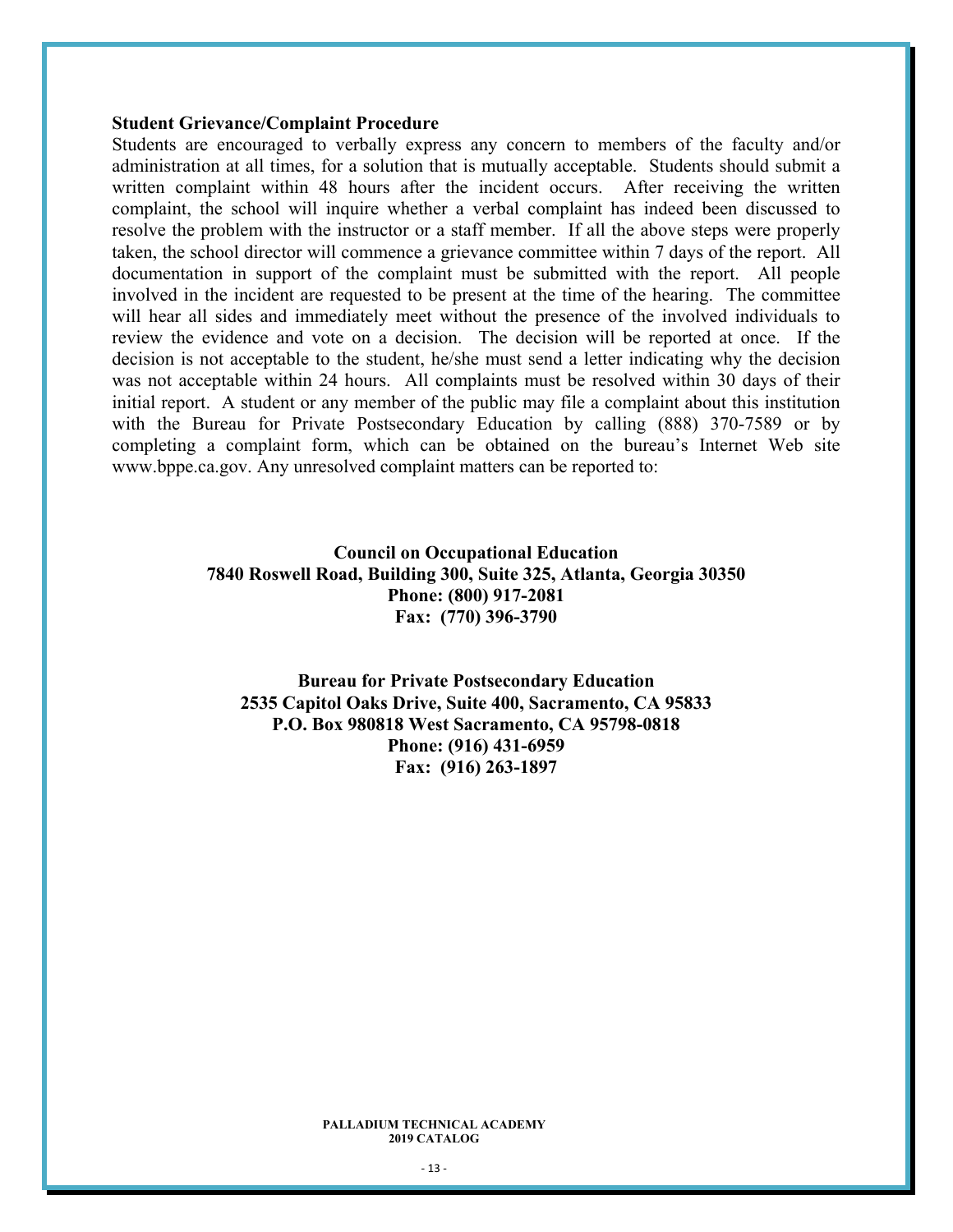**Student Grievance/Complaint Procedure**

Students are encouraged to verbally express any concern to members of the faculty and/or administration at all times, for a solution that is mutually acceptable. Students should submit a written complaint within 48 hours after the incident occurs. After receiving the written complaint, the school will inquire whether a verbal complaint has indeed been discussed to resolve the problem with the instructor or a staff member. If all the above steps were properly taken, the school director will commence a grievance committee within 7 days of the report. All documentation in support of the complaint must be submitted with the report. All people involved in the incident are requested to be present at the time of the hearing. The committee will hear all sides and immediately meet without the presence of the involved individuals to review the evidence and vote on a decision. The decision will be reported at once. If the decision is not acceptable to the student, he/she must send a letter indicating why the decision was not acceptable within 24 hours. All complaints must be resolved within 30 days of their initial report. A student or any member of the public may file a complaint about this institution with the Bureau for Private Postsecondary Education by calling (888) 370-7589 or by completing a complaint form, which can be obtained on the bureau's Internet Web site www.bppe.ca.gov. Any unresolved complaint matters can be reported to:

**Council on Occupational Education**
**7840 Roswell Road, Building 300, Suite 325, Atlanta, Georgia 30350**
**Phone: (800) 917-2081**
**Fax: (770) 396-3790**

**Bureau for Private Postsecondary Education**
**2535 Capitol Oaks Drive, Suite 400, Sacramento, CA 95833**
**P.O. Box 980818 West Sacramento, CA 95798-0818**
**Phone: (916) 431-6959**
**Fax: (916) 263-1897**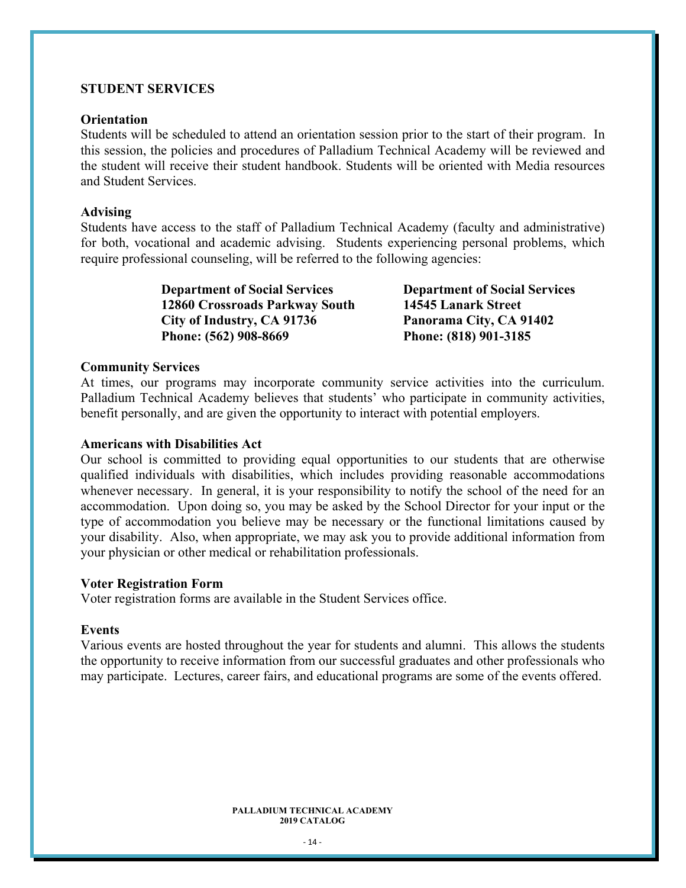## STUDENT SERVICES

### Orientation

Students will be scheduled to attend an orientation session prior to the start of their program. In this session, the policies and procedures of Palladium Technical Academy will be reviewed and the student will receive their student handbook. Students will be oriented with Media resources and Student Services.

### Advising

Students have access to the staff of Palladium Technical Academy (faculty and administrative) for both, vocational and academic advising. Students experiencing personal problems, which require professional counseling, will be referred to the following agencies:

**Department of Social Services**
**12860 Crossroads Parkway South**
**City of Industry, CA 91736**
**Phone: (562) 908-8669**

**Department of Social Services**
**14545 Lanark Street**
**Panorama City, CA 91402**
**Phone: (818) 901-3185**

### Community Services

At times, our programs may incorporate community service activities into the curriculum. Palladium Technical Academy believes that students' who participate in community activities, benefit personally, and are given the opportunity to interact with potential employers.

### Americans with Disabilities Act

Our school is committed to providing equal opportunities to our students that are otherwise qualified individuals with disabilities, which includes providing reasonable accommodations whenever necessary. In general, it is your responsibility to notify the school of the need for an accommodation. Upon doing so, you may be asked by the School Director for your input or the type of accommodation you believe may be necessary or the functional limitations caused by your disability. Also, when appropriate, we may ask you to provide additional information from your physician or other medical or rehabilitation professionals.

### Voter Registration Form

Voter registration forms are available in the Student Services office.

### Events

Various events are hosted throughout the year for students and alumni. This allows the students the opportunity to receive information from our successful graduates and other professionals who may participate. Lectures, career fairs, and educational programs are some of the events offered.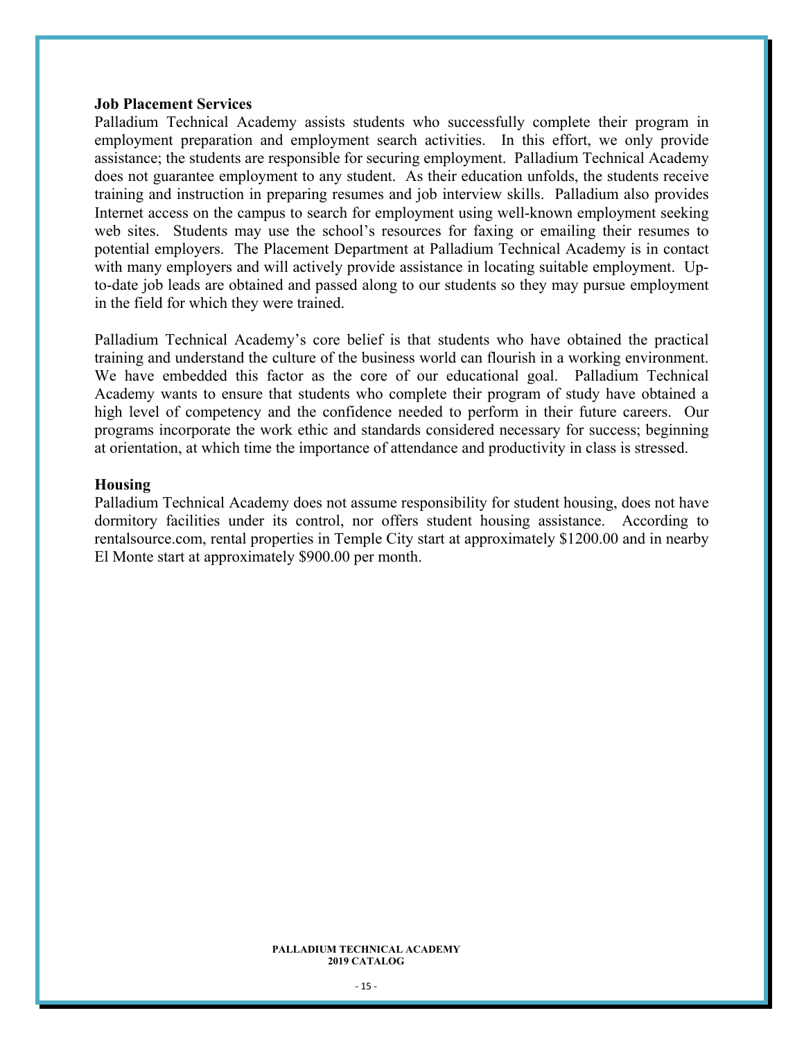**Job Placement Services**

Palladium Technical Academy assists students who successfully complete their program in employment preparation and employment search activities. In this effort, we only provide assistance; the students are responsible for securing employment. Palladium Technical Academy does not guarantee employment to any student. As their education unfolds, the students receive training and instruction in preparing resumes and job interview skills. Palladium also provides Internet access on the campus to search for employment using well-known employment seeking web sites. Students may use the school's resources for faxing or emailing their resumes to potential employers. The Placement Department at Palladium Technical Academy is in contact with many employers and will actively provide assistance in locating suitable employment. Up-to-date job leads are obtained and passed along to our students so they may pursue employment in the field for which they were trained.

Palladium Technical Academy's core belief is that students who have obtained the practical training and understand the culture of the business world can flourish in a working environment. We have embedded this factor as the core of our educational goal. Palladium Technical Academy wants to ensure that students who complete their program of study have obtained a high level of competency and the confidence needed to perform in their future careers. Our programs incorporate the work ethic and standards considered necessary for success; beginning at orientation, at which time the importance of attendance and productivity in class is stressed.

**Housing**

Palladium Technical Academy does not assume responsibility for student housing, does not have dormitory facilities under its control, nor offers student housing assistance. According to rentalsource.com, rental properties in Temple City start at approximately $1200.00 and in nearby El Monte start at approximately $900.00 per month.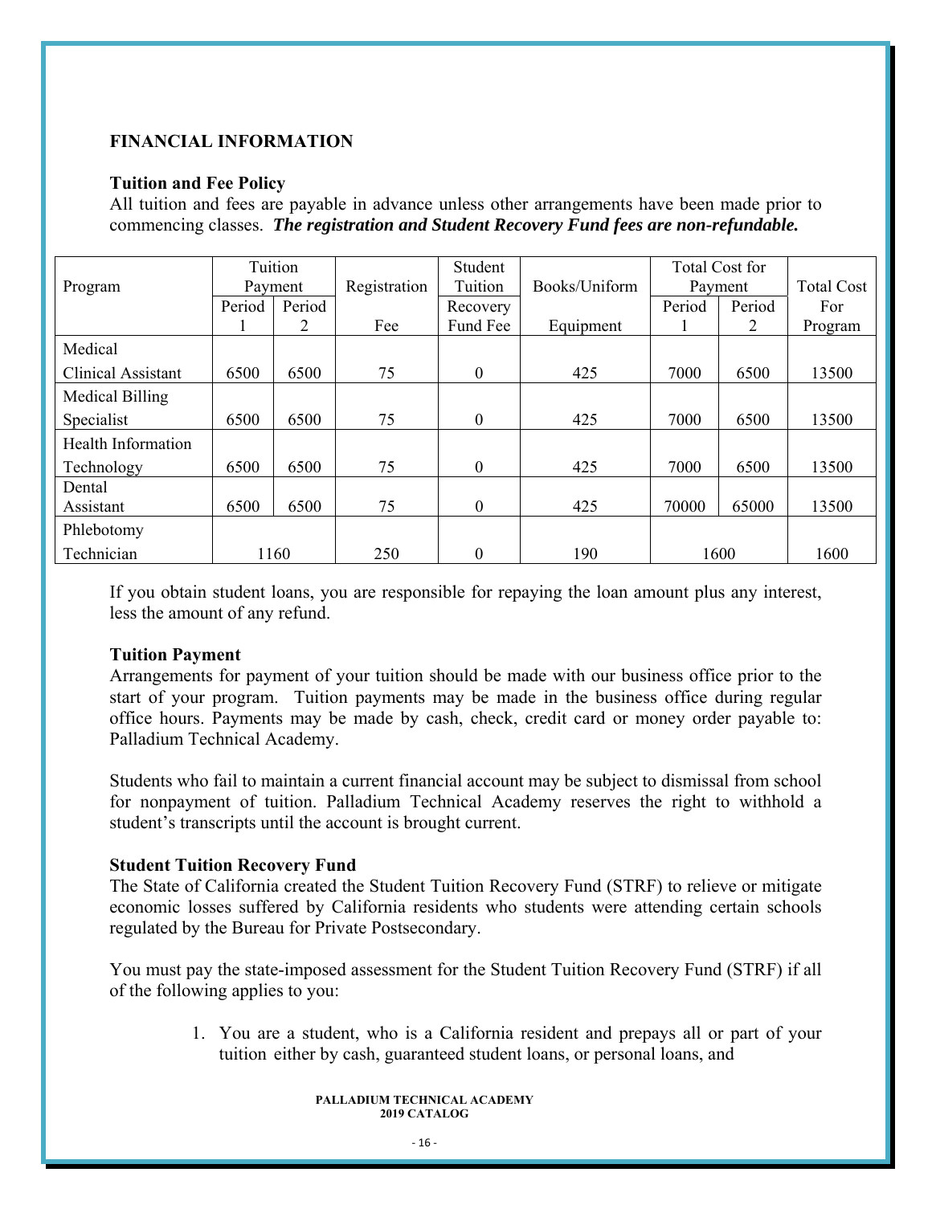**FINANCIAL INFORMATION**

**Tuition and Fee Policy**

All tuition and fees are payable in advance unless other arrangements have been made prior to commencing classes. ***The registration and Student Recovery Fund fees are non-refundable.***

| Program | Tuition Payment | | Registration | Student Tuition | Books/Uniform | Total Cost for Payment | | Total Cost |
|---|---|---|---|---|---|---|---|---|
| | Period 1 | Period 2 | Fee | Recovery Fund Fee | Equipment | Period 1 | Period 2 | For Program |
| Medical Clinical Assistant | 6500 | 6500 | 75 | 0 | 425 | 7000 | 6500 | 13500 |
| Medical Billing Specialist | 6500 | 6500 | 75 | 0 | 425 | 7000 | 6500 | 13500 |
| Health Information Technology | 6500 | 6500 | 75 | 0 | 425 | 7000 | 6500 | 13500 |
| Dental Assistant | 6500 | 6500 | 75 | 0 | 425 | 70000 | 65000 | 13500 |
| Phlebotomy Technician | 1160 | | 250 | 0 | 190 | 1600 | | 1600 |

If you obtain student loans, you are responsible for repaying the loan amount plus any interest, less the amount of any refund.

**Tuition Payment**

Arrangements for payment of your tuition should be made with our business office prior to the start of your program. Tuition payments may be made in the business office during regular office hours. Payments may be made by cash, check, credit card or money order payable to: Palladium Technical Academy.

Students who fail to maintain a current financial account may be subject to dismissal from school for nonpayment of tuition. Palladium Technical Academy reserves the right to withhold a student's transcripts until the account is brought current.

**Student Tuition Recovery Fund**

The State of California created the Student Tuition Recovery Fund (STRF) to relieve or mitigate economic losses suffered by California residents who students were attending certain schools regulated by the Bureau for Private Postsecondary.

You must pay the state-imposed assessment for the Student Tuition Recovery Fund (STRF) if all of the following applies to you:

1. You are a student, who is a California resident and prepays all or part of your tuition either by cash, guaranteed student loans, or personal loans, and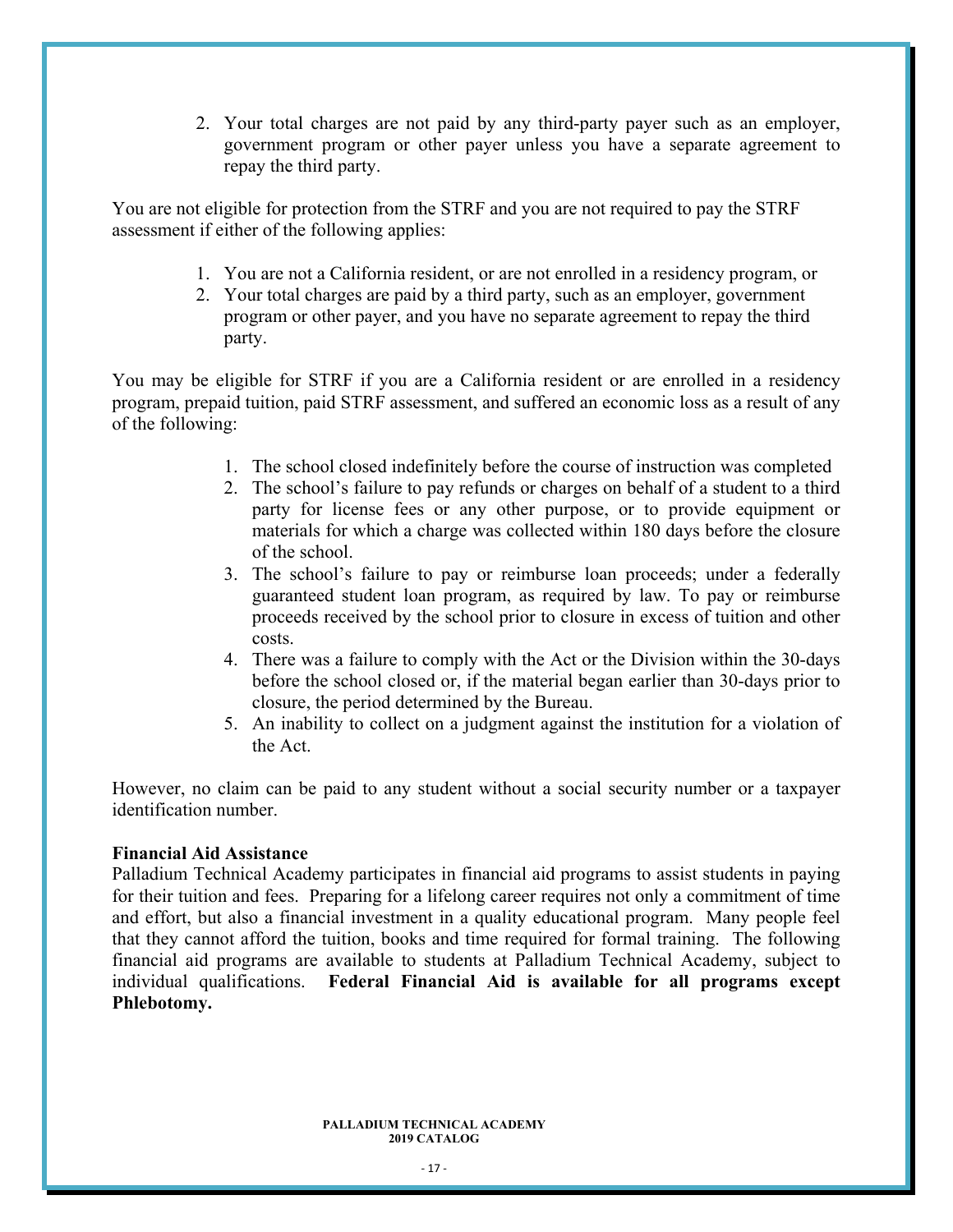2. Your total charges are not paid by any third-party payer such as an employer, government program or other payer unless you have a separate agreement to repay the third party.

You are not eligible for protection from the STRF and you are not required to pay the STRF assessment if either of the following applies:

1. You are not a California resident, or are not enrolled in a residency program, or
2. Your total charges are paid by a third party, such as an employer, government program or other payer, and you have no separate agreement to repay the third party.

You may be eligible for STRF if you are a California resident or are enrolled in a residency program, prepaid tuition, paid STRF assessment, and suffered an economic loss as a result of any of the following:

1. The school closed indefinitely before the course of instruction was completed
2. The school's failure to pay refunds or charges on behalf of a student to a third party for license fees or any other purpose, or to provide equipment or materials for which a charge was collected within 180 days before the closure of the school.
3. The school's failure to pay or reimburse loan proceeds; under a federally guaranteed student loan program, as required by law. To pay or reimburse proceeds received by the school prior to closure in excess of tuition and other costs.
4. There was a failure to comply with the Act or the Division within the 30-days before the school closed or, if the material began earlier than 30-days prior to closure, the period determined by the Bureau.
5. An inability to collect on a judgment against the institution for a violation of the Act.

However, no claim can be paid to any student without a social security number or a taxpayer identification number.

**Financial Aid Assistance**

Palladium Technical Academy participates in financial aid programs to assist students in paying for their tuition and fees. Preparing for a lifelong career requires not only a commitment of time and effort, but also a financial investment in a quality educational program. Many people feel that they cannot afford the tuition, books and time required for formal training. The following financial aid programs are available to students at Palladium Technical Academy, subject to individual qualifications. **Federal Financial Aid is available for all programs except Phlebotomy.**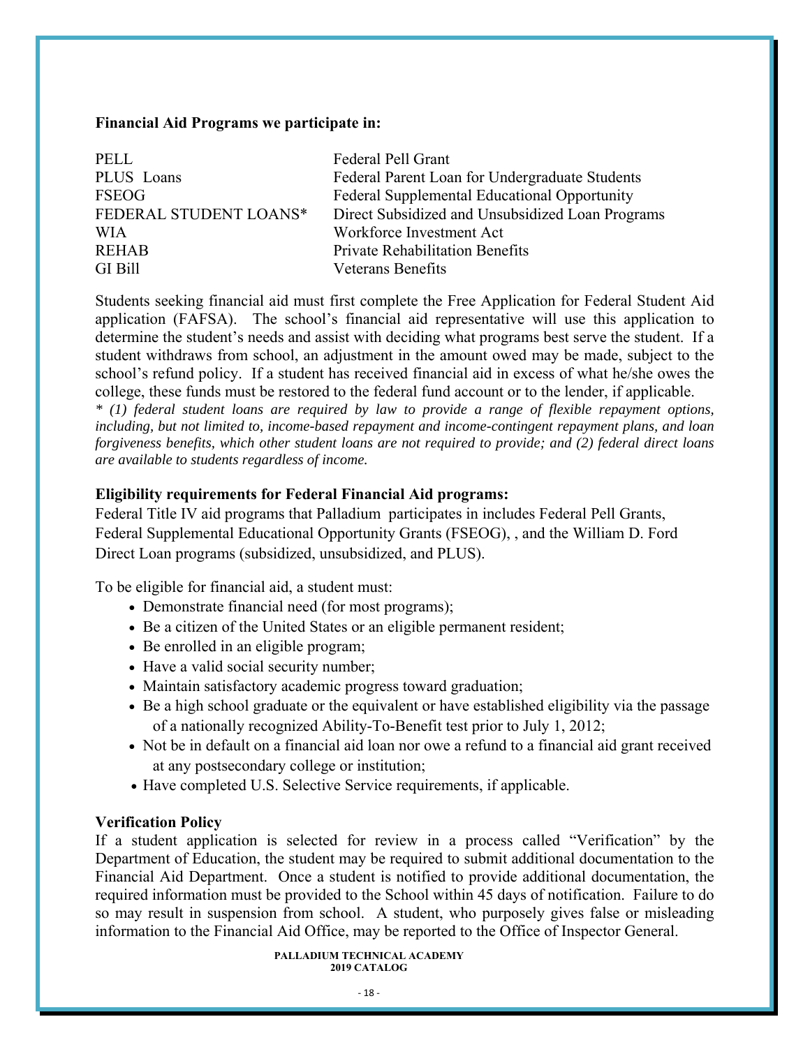**Financial Aid Programs we participate in:**

| | |
|---|---|
| PELL | Federal Pell Grant |
| PLUS Loans | Federal Parent Loan for Undergraduate Students |
| FSEOG | Federal Supplemental Educational Opportunity |
| FEDERAL STUDENT LOANS* | Direct Subsidized and Unsubsidized Loan Programs |
| WIA | Workforce Investment Act |
| REHAB | Private Rehabilitation Benefits |
| GI Bill | Veterans Benefits |

Students seeking financial aid must first complete the Free Application for Federal Student Aid application (FAFSA). The school's financial aid representative will use this application to determine the student's needs and assist with deciding what programs best serve the student. If a student withdraws from school, an adjustment in the amount owed may be made, subject to the school's refund policy. If a student has received financial aid in excess of what he/she owes the college, these funds must be restored to the federal fund account or to the lender, if applicable.
*\* (1) federal student loans are required by law to provide a range of flexible repayment options, including, but not limited to, income-based repayment and income-contingent repayment plans, and loan forgiveness benefits, which other student loans are not required to provide; and (2) federal direct loans are available to students regardless of income.*

**Eligibility requirements for Federal Financial Aid programs:**

Federal Title IV aid programs that Palladium participates in includes Federal Pell Grants, Federal Supplemental Educational Opportunity Grants (FSEOG), , and the William D. Ford Direct Loan programs (subsidized, unsubsidized, and PLUS).

To be eligible for financial aid, a student must:

- Demonstrate financial need (for most programs);
- Be a citizen of the United States or an eligible permanent resident;
- Be enrolled in an eligible program;
- Have a valid social security number;
- Maintain satisfactory academic progress toward graduation;
- Be a high school graduate or the equivalent or have established eligibility via the passage of a nationally recognized Ability-To-Benefit test prior to July 1, 2012;
- Not be in default on a financial aid loan nor owe a refund to a financial aid grant received at any postsecondary college or institution;
- Have completed U.S. Selective Service requirements, if applicable.

**Verification Policy**

If a student application is selected for review in a process called "Verification" by the Department of Education, the student may be required to submit additional documentation to the Financial Aid Department. Once a student is notified to provide additional documentation, the required information must be provided to the School within 45 days of notification. Failure to do so may result in suspension from school. A student, who purposely gives false or misleading information to the Financial Aid Office, may be reported to the Office of Inspector General.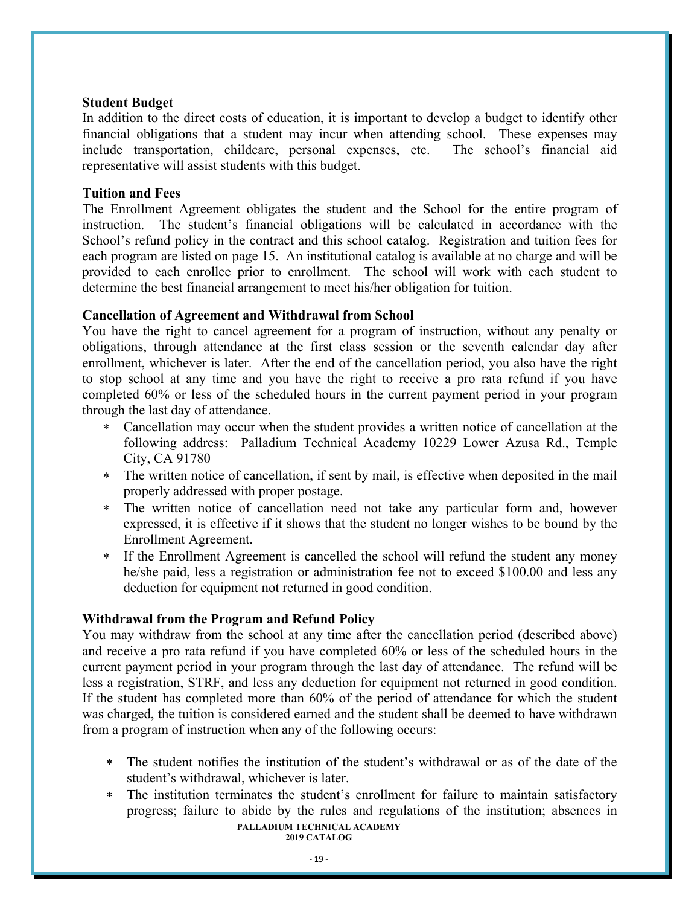**Student Budget**

In addition to the direct costs of education, it is important to develop a budget to identify other financial obligations that a student may incur when attending school. These expenses may include transportation, childcare, personal expenses, etc. The school's financial aid representative will assist students with this budget.

**Tuition and Fees**

The Enrollment Agreement obligates the student and the School for the entire program of instruction. The student's financial obligations will be calculated in accordance with the School's refund policy in the contract and this school catalog. Registration and tuition fees for each program are listed on page 15. An institutional catalog is available at no charge and will be provided to each enrollee prior to enrollment. The school will work with each student to determine the best financial arrangement to meet his/her obligation for tuition.

**Cancellation of Agreement and Withdrawal from School**

You have the right to cancel agreement for a program of instruction, without any penalty or obligations, through attendance at the first class session or the seventh calendar day after enrollment, whichever is later. After the end of the cancellation period, you also have the right to stop school at any time and you have the right to receive a pro rata refund if you have completed 60% or less of the scheduled hours in the current payment period in your program through the last day of attendance.

- Cancellation may occur when the student provides a written notice of cancellation at the following address: Palladium Technical Academy 10229 Lower Azusa Rd., Temple City, CA 91780
- The written notice of cancellation, if sent by mail, is effective when deposited in the mail properly addressed with proper postage.
- The written notice of cancellation need not take any particular form and, however expressed, it is effective if it shows that the student no longer wishes to be bound by the Enrollment Agreement.
- If the Enrollment Agreement is cancelled the school will refund the student any money he/she paid, less a registration or administration fee not to exceed $100.00 and less any deduction for equipment not returned in good condition.

**Withdrawal from the Program and Refund Policy**

You may withdraw from the school at any time after the cancellation period (described above) and receive a pro rata refund if you have completed 60% or less of the scheduled hours in the current payment period in your program through the last day of attendance. The refund will be less a registration, STRF, and less any deduction for equipment not returned in good condition. If the student has completed more than 60% of the period of attendance for which the student was charged, the tuition is considered earned and the student shall be deemed to have withdrawn from a program of instruction when any of the following occurs:

- The student notifies the institution of the student's withdrawal or as of the date of the student's withdrawal, whichever is later.
- The institution terminates the student's enrollment for failure to maintain satisfactory progress; failure to abide by the rules and regulations of the institution; absences in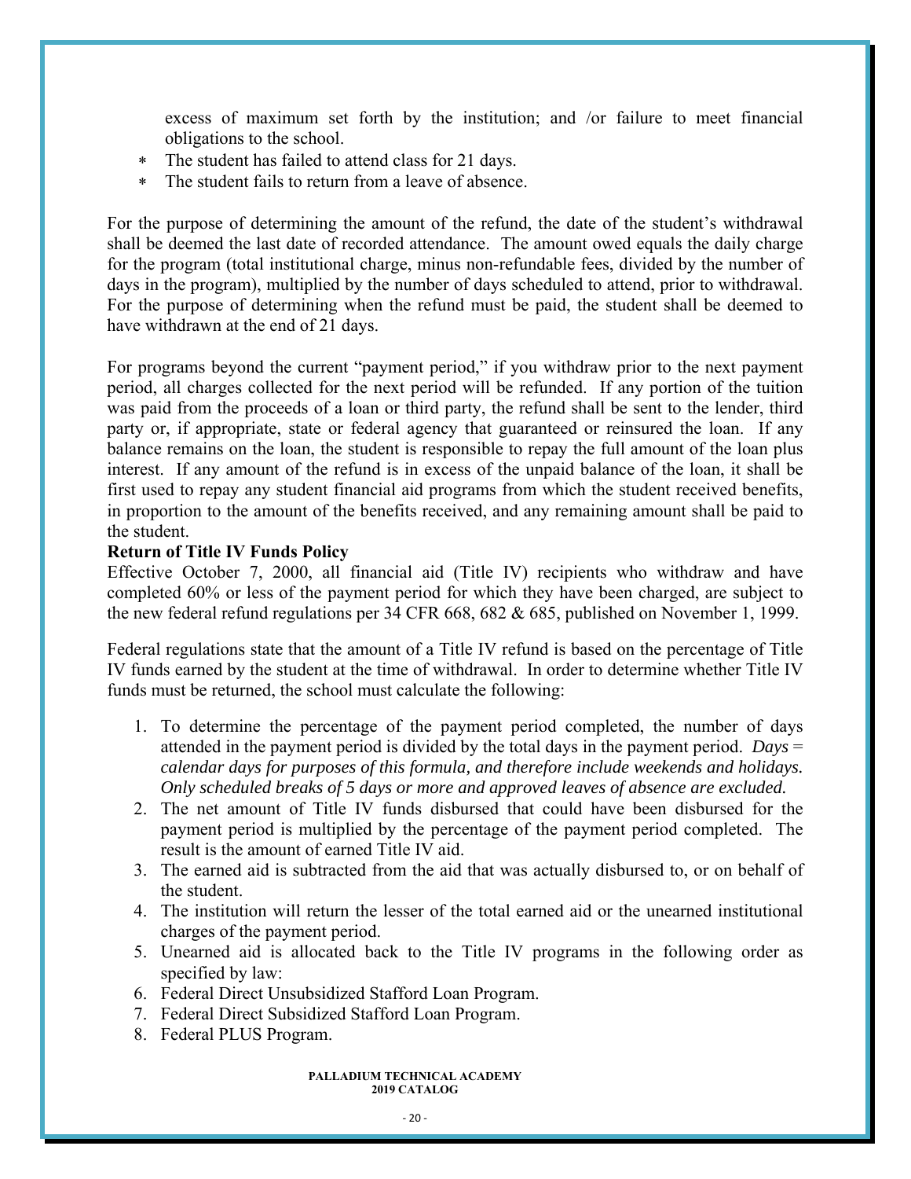excess of maximum set forth by the institution; and /or failure to meet financial obligations to the school.

- The student has failed to attend class for 21 days.
- The student fails to return from a leave of absence.

For the purpose of determining the amount of the refund, the date of the student's withdrawal shall be deemed the last date of recorded attendance. The amount owed equals the daily charge for the program (total institutional charge, minus non-refundable fees, divided by the number of days in the program), multiplied by the number of days scheduled to attend, prior to withdrawal. For the purpose of determining when the refund must be paid, the student shall be deemed to have withdrawn at the end of 21 days.

For programs beyond the current "payment period," if you withdraw prior to the next payment period, all charges collected for the next period will be refunded. If any portion of the tuition was paid from the proceeds of a loan or third party, the refund shall be sent to the lender, third party or, if appropriate, state or federal agency that guaranteed or reinsured the loan. If any balance remains on the loan, the student is responsible to repay the full amount of the loan plus interest. If any amount of the refund is in excess of the unpaid balance of the loan, it shall be first used to repay any student financial aid programs from which the student received benefits, in proportion to the amount of the benefits received, and any remaining amount shall be paid to the student.

**Return of Title IV Funds Policy**

Effective October 7, 2000, all financial aid (Title IV) recipients who withdraw and have completed 60% or less of the payment period for which they have been charged, are subject to the new federal refund regulations per 34 CFR 668, 682 & 685, published on November 1, 1999.

Federal regulations state that the amount of a Title IV refund is based on the percentage of Title IV funds earned by the student at the time of withdrawal. In order to determine whether Title IV funds must be returned, the school must calculate the following:

1. To determine the percentage of the payment period completed, the number of days attended in the payment period is divided by the total days in the payment period. *Days = calendar days for purposes of this formula, and therefore include weekends and holidays. Only scheduled breaks of 5 days or more and approved leaves of absence are excluded.*
2. The net amount of Title IV funds disbursed that could have been disbursed for the payment period is multiplied by the percentage of the payment period completed. The result is the amount of earned Title IV aid.
3. The earned aid is subtracted from the aid that was actually disbursed to, or on behalf of the student.
4. The institution will return the lesser of the total earned aid or the unearned institutional charges of the payment period.
5. Unearned aid is allocated back to the Title IV programs in the following order as specified by law:
6. Federal Direct Unsubsidized Stafford Loan Program.
7. Federal Direct Subsidized Stafford Loan Program.
8. Federal PLUS Program.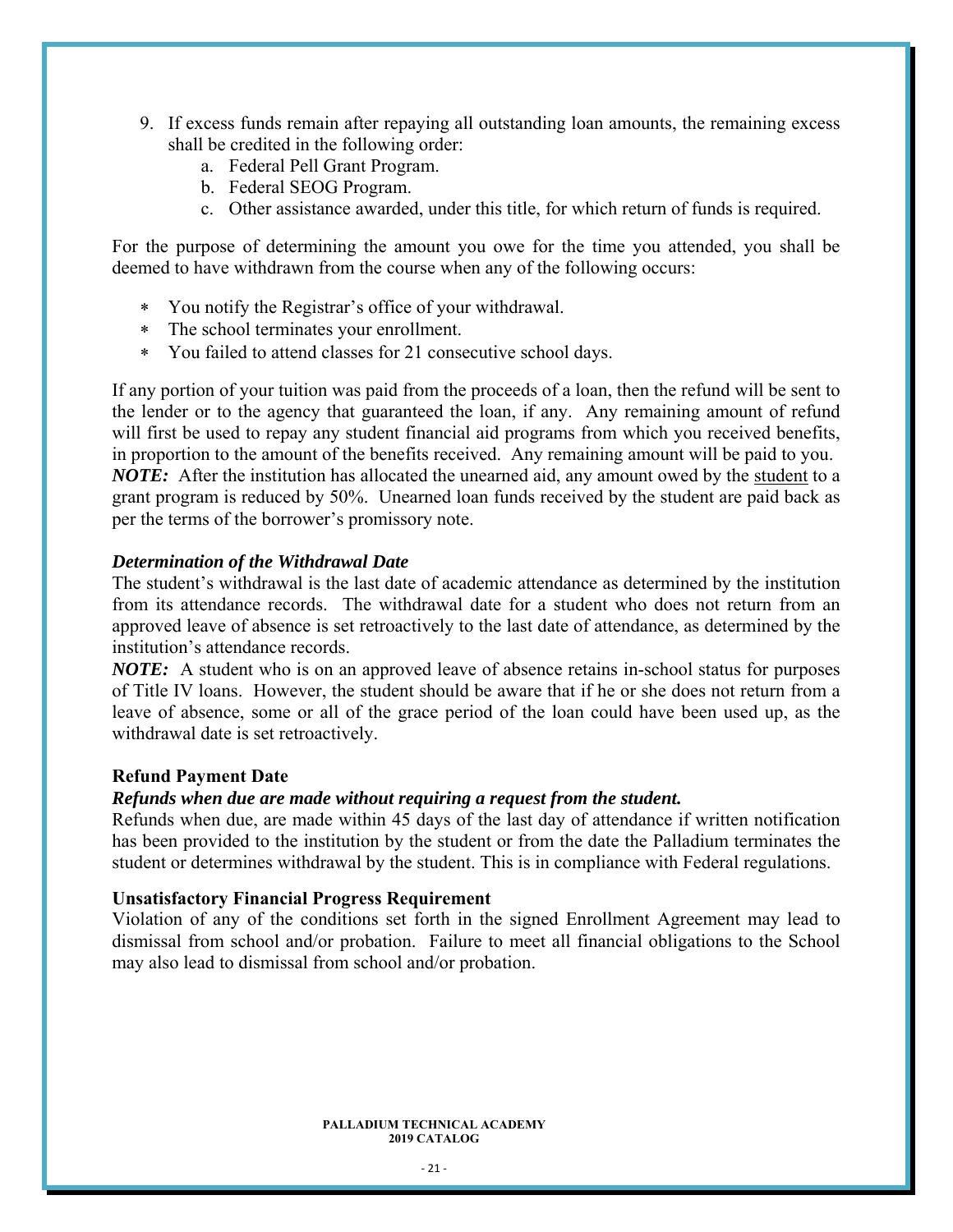9. If excess funds remain after repaying all outstanding loan amounts, the remaining excess shall be credited in the following order:
    a. Federal Pell Grant Program.
    b. Federal SEOG Program.
    c. Other assistance awarded, under this title, for which return of funds is required.

For the purpose of determining the amount you owe for the time you attended, you shall be deemed to have withdrawn from the course when any of the following occurs:

* You notify the Registrar's office of your withdrawal.
* The school terminates your enrollment.
* You failed to attend classes for 21 consecutive school days.

If any portion of your tuition was paid from the proceeds of a loan, then the refund will be sent to the lender or to the agency that guaranteed the loan, if any. Any remaining amount of refund will first be used to repay any student financial aid programs from which you received benefits, in proportion to the amount of the benefits received. Any remaining amount will be paid to you.
***NOTE:*** After the institution has allocated the unearned aid, any amount owed by the student to a grant program is reduced by 50%. Unearned loan funds received by the student are paid back as per the terms of the borrower's promissory note.

***Determination of the Withdrawal Date***

The student's withdrawal is the last date of academic attendance as determined by the institution from its attendance records. The withdrawal date for a student who does not return from an approved leave of absence is set retroactively to the last date of attendance, as determined by the institution's attendance records.
***NOTE:*** A student who is on an approved leave of absence retains in-school status for purposes of Title IV loans. However, the student should be aware that if he or she does not return from a leave of absence, some or all of the grace period of the loan could have been used up, as the withdrawal date is set retroactively.

**Refund Payment Date**

***Refunds when due are made without requiring a request from the student.***

Refunds when due, are made within 45 days of the last day of attendance if written notification has been provided to the institution by the student or from the date the Palladium terminates the student or determines withdrawal by the student. This is in compliance with Federal regulations.

**Unsatisfactory Financial Progress Requirement**

Violation of any of the conditions set forth in the signed Enrollment Agreement may lead to dismissal from school and/or probation. Failure to meet all financial obligations to the School may also lead to dismissal from school and/or probation.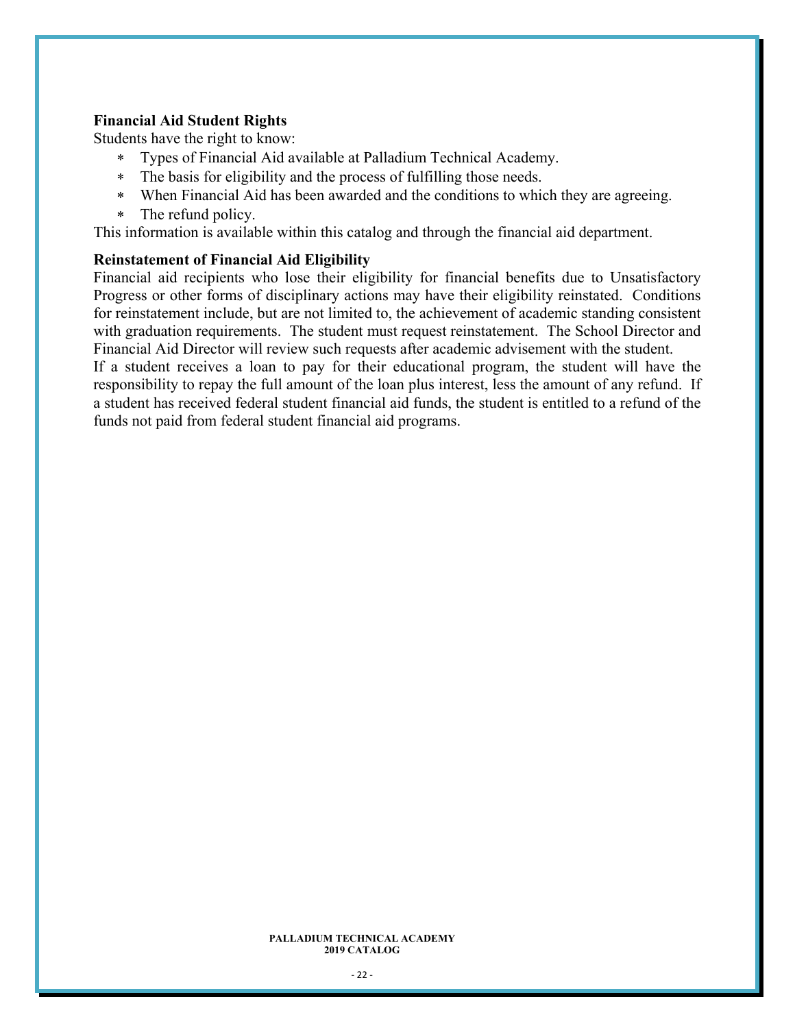**Financial Aid Student Rights**

Students have the right to know:

* Types of Financial Aid available at Palladium Technical Academy.
* The basis for eligibility and the process of fulfilling those needs.
* When Financial Aid has been awarded and the conditions to which they are agreeing.
* The refund policy.

This information is available within this catalog and through the financial aid department.

**Reinstatement of Financial Aid Eligibility**

Financial aid recipients who lose their eligibility for financial benefits due to Unsatisfactory Progress or other forms of disciplinary actions may have their eligibility reinstated. Conditions for reinstatement include, but are not limited to, the achievement of academic standing consistent with graduation requirements. The student must request reinstatement. The School Director and Financial Aid Director will review such requests after academic advisement with the student.

If a student receives a loan to pay for their educational program, the student will have the responsibility to repay the full amount of the loan plus interest, less the amount of any refund. If a student has received federal student financial aid funds, the student is entitled to a refund of the funds not paid from federal student financial aid programs.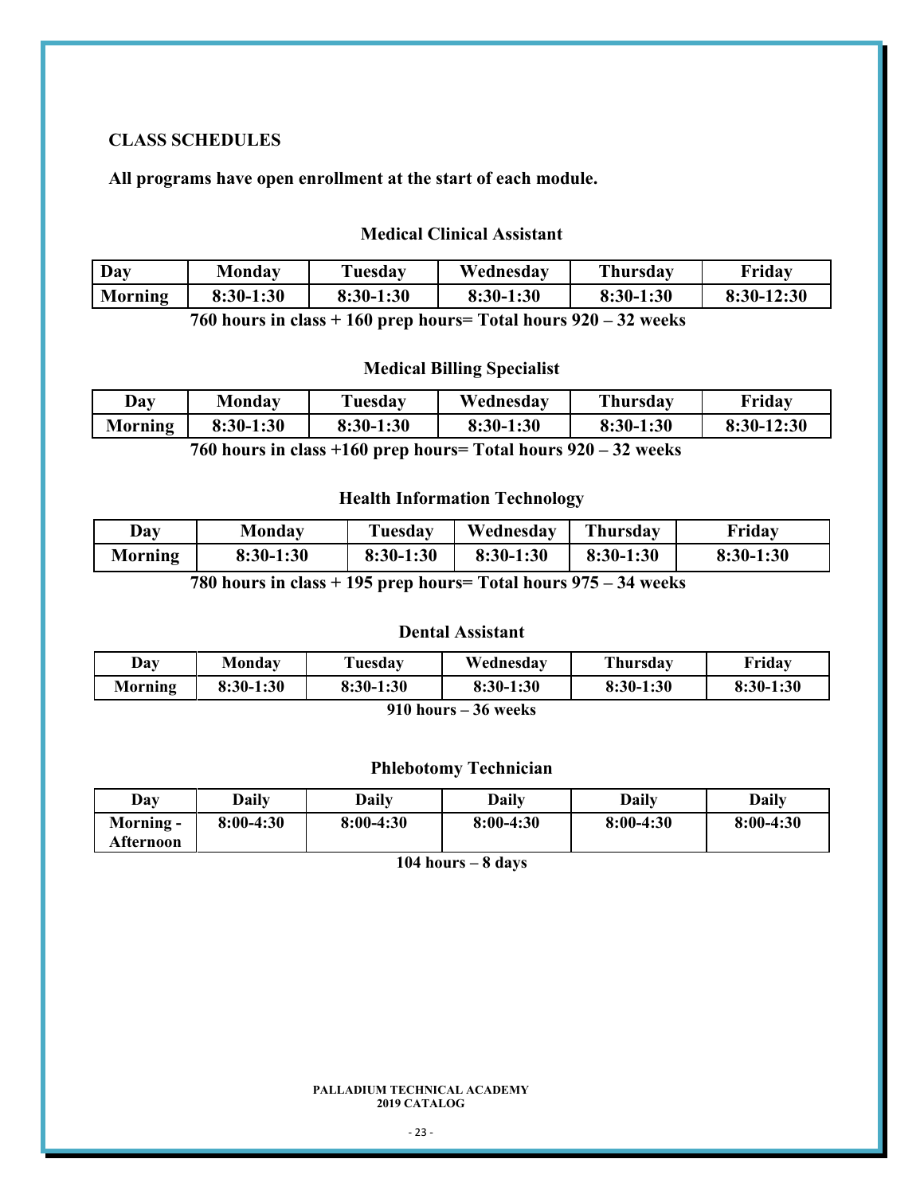## CLASS SCHEDULES

**All programs have open enrollment at the start of each module.**

### Medical Clinical Assistant

| Day | Monday | Tuesday | Wednesday | Thursday | Friday |
|---|---|---|---|---|---|
| Morning | 8:30-1:30 | 8:30-1:30 | 8:30-1:30 | 8:30-1:30 | 8:30-12:30 |

**760 hours in class + 160 prep hours= Total hours 920 – 32 weeks**

### Medical Billing Specialist

| Day | Monday | Tuesday | Wednesday | Thursday | Friday |
|---|---|---|---|---|---|
| Morning | 8:30-1:30 | 8:30-1:30 | 8:30-1:30 | 8:30-1:30 | 8:30-12:30 |

**760 hours in class +160 prep hours= Total hours 920 – 32 weeks**

### Health Information Technology

| Day | Monday | Tuesday | Wednesday | Thursday | Friday |
|---|---|---|---|---|---|
| Morning | 8:30-1:30 | 8:30-1:30 | 8:30-1:30 | 8:30-1:30 | 8:30-1:30 |

**780 hours in class + 195 prep hours= Total hours 975 – 34 weeks**

### Dental Assistant

| Day | Monday | Tuesday | Wednesday | Thursday | Friday |
|---|---|---|---|---|---|
| Morning | 8:30-1:30 | 8:30-1:30 | 8:30-1:30 | 8:30-1:30 | 8:30-1:30 |

**910 hours – 36 weeks**

### Phlebotomy Technician

| Day | Daily | Daily | Daily | Daily | Daily |
|---|---|---|---|---|---|
| Morning - Afternoon | 8:00-4:30 | 8:00-4:30 | 8:00-4:30 | 8:00-4:30 | 8:00-4:30 |

**104 hours – 8 days**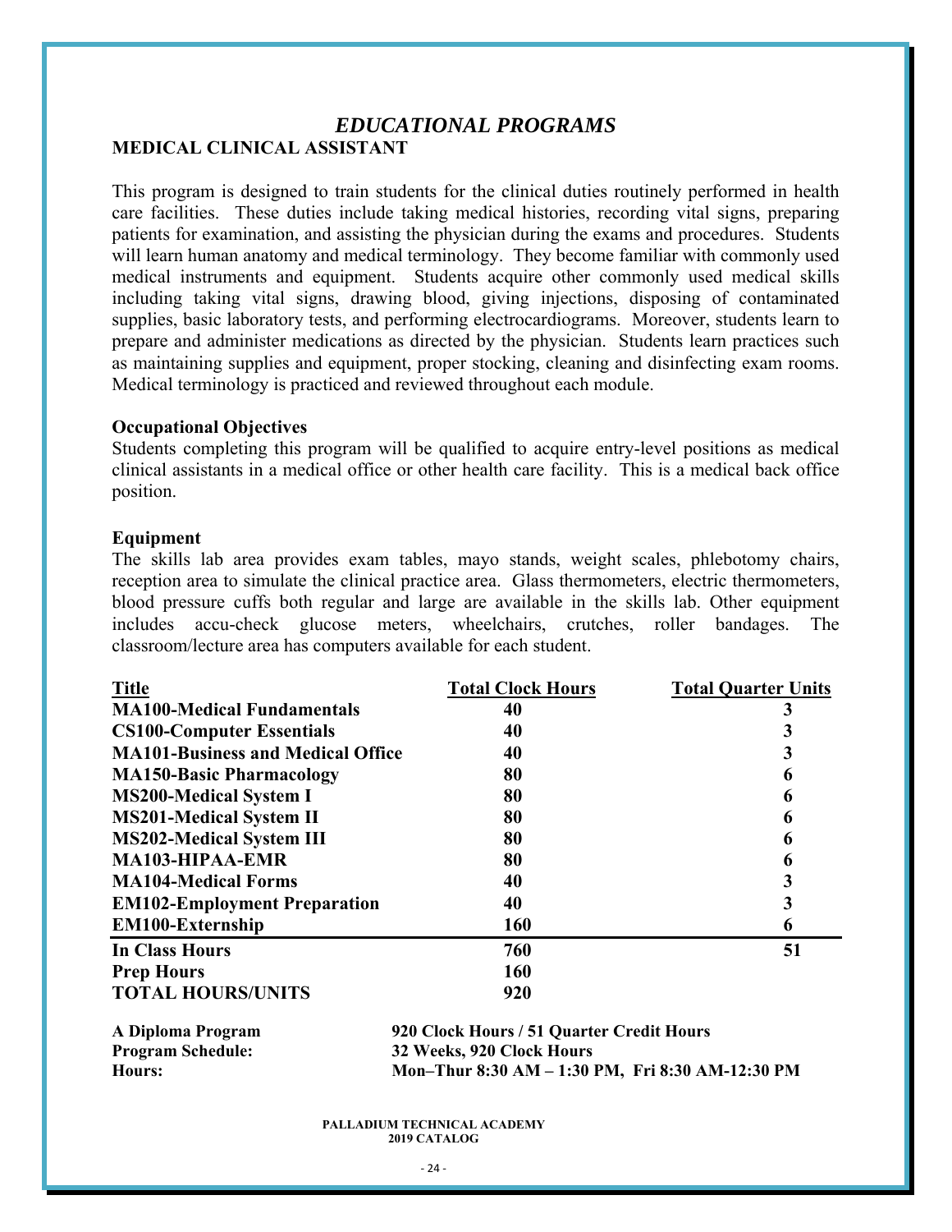# *EDUCATIONAL PROGRAMS*

## MEDICAL CLINICAL ASSISTANT

This program is designed to train students for the clinical duties routinely performed in health care facilities. These duties include taking medical histories, recording vital signs, preparing patients for examination, and assisting the physician during the exams and procedures. Students will learn human anatomy and medical terminology. They become familiar with commonly used medical instruments and equipment. Students acquire other commonly used medical skills including taking vital signs, drawing blood, giving injections, disposing of contaminated supplies, basic laboratory tests, and performing electrocardiograms. Moreover, students learn to prepare and administer medications as directed by the physician. Students learn practices such as maintaining supplies and equipment, proper stocking, cleaning and disinfecting exam rooms. Medical terminology is practiced and reviewed throughout each module.

**Occupational Objectives**

Students completing this program will be qualified to acquire entry-level positions as medical clinical assistants in a medical office or other health care facility. This is a medical back office position.

**Equipment**

The skills lab area provides exam tables, mayo stands, weight scales, phlebotomy chairs, reception area to simulate the clinical practice area. Glass thermometers, electric thermometers, blood pressure cuffs both regular and large are available in the skills lab. Other equipment includes accu-check glucose meters, wheelchairs, crutches, roller bandages. The classroom/lecture area has computers available for each student.

| Title | Total Clock Hours | Total Quarter Units |
|---|---|---|
| **MA100-Medical Fundamentals** | **40** | **3** |
| **CS100-Computer Essentials** | **40** | **3** |
| **MA101-Business and Medical Office** | **40** | **3** |
| **MA150-Basic Pharmacology** | **80** | **6** |
| **MS200-Medical System I** | **80** | **6** |
| **MS201-Medical System II** | **80** | **6** |
| **MS202-Medical System III** | **80** | **6** |
| **MA103-HIPAA-EMR** | **80** | **6** |
| **MA104-Medical Forms** | **40** | **3** |
| **EM102-Employment Preparation** | **40** | **3** |
| **EM100-Externship** | **160** | **6** |
| **In Class Hours** | **760** | **51** |
| **Prep Hours** | **160** | |
| **TOTAL HOURS/UNITS** | **920** | |

**A Diploma Program** — **920 Clock Hours / 51 Quarter Credit Hours**
**Program Schedule:** — **32 Weeks, 920 Clock Hours**
**Hours:** — **Mon–Thur 8:30 AM – 1:30 PM, Fri 8:30 AM-12:30 PM**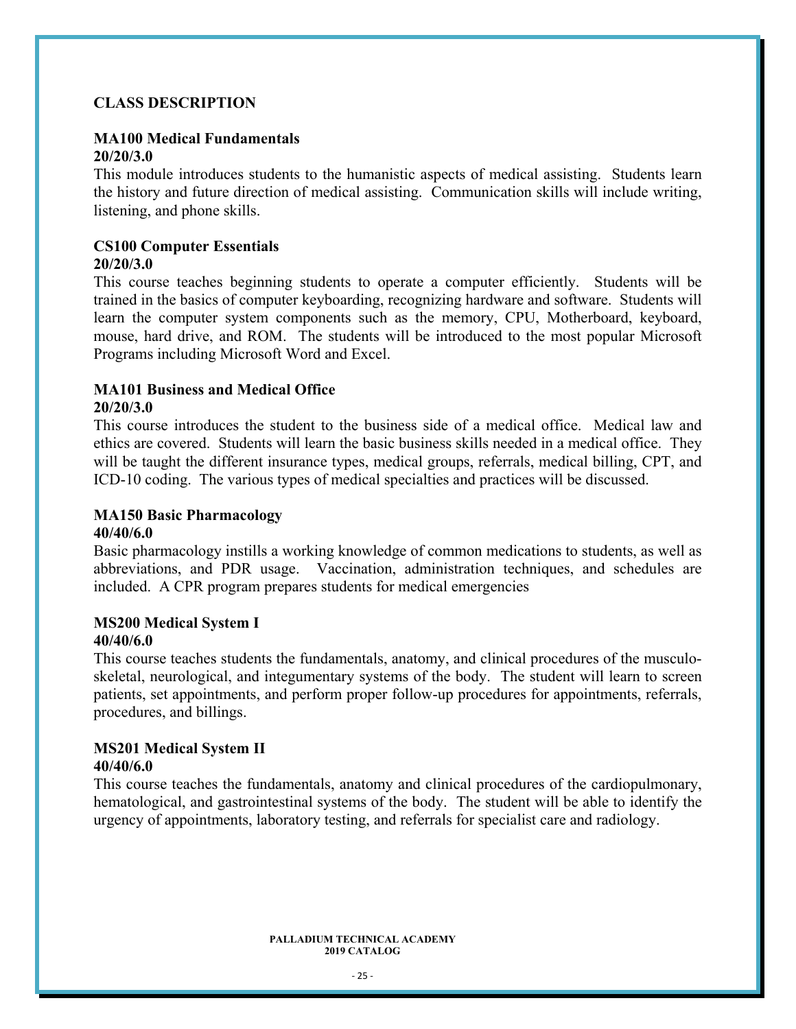## CLASS DESCRIPTION

**MA100 Medical Fundamentals**
**20/20/3.0**
This module introduces students to the humanistic aspects of medical assisting. Students learn the history and future direction of medical assisting. Communication skills will include writing, listening, and phone skills.

**CS100 Computer Essentials**
**20/20/3.0**
This course teaches beginning students to operate a computer efficiently. Students will be trained in the basics of computer keyboarding, recognizing hardware and software. Students will learn the computer system components such as the memory, CPU, Motherboard, keyboard, mouse, hard drive, and ROM. The students will be introduced to the most popular Microsoft Programs including Microsoft Word and Excel.

**MA101 Business and Medical Office**
**20/20/3.0**
This course introduces the student to the business side of a medical office. Medical law and ethics are covered. Students will learn the basic business skills needed in a medical office. They will be taught the different insurance types, medical groups, referrals, medical billing, CPT, and ICD-10 coding. The various types of medical specialties and practices will be discussed.

**MA150 Basic Pharmacology**
**40/40/6.0**
Basic pharmacology instills a working knowledge of common medications to students, as well as abbreviations, and PDR usage. Vaccination, administration techniques, and schedules are included. A CPR program prepares students for medical emergencies

**MS200 Medical System I**
**40/40/6.0**
This course teaches students the fundamentals, anatomy, and clinical procedures of the musculo-skeletal, neurological, and integumentary systems of the body. The student will learn to screen patients, set appointments, and perform proper follow-up procedures for appointments, referrals, procedures, and billings.

**MS201 Medical System II**
**40/40/6.0**
This course teaches the fundamentals, anatomy and clinical procedures of the cardiopulmonary, hematological, and gastrointestinal systems of the body. The student will be able to identify the urgency of appointments, laboratory testing, and referrals for specialist care and radiology.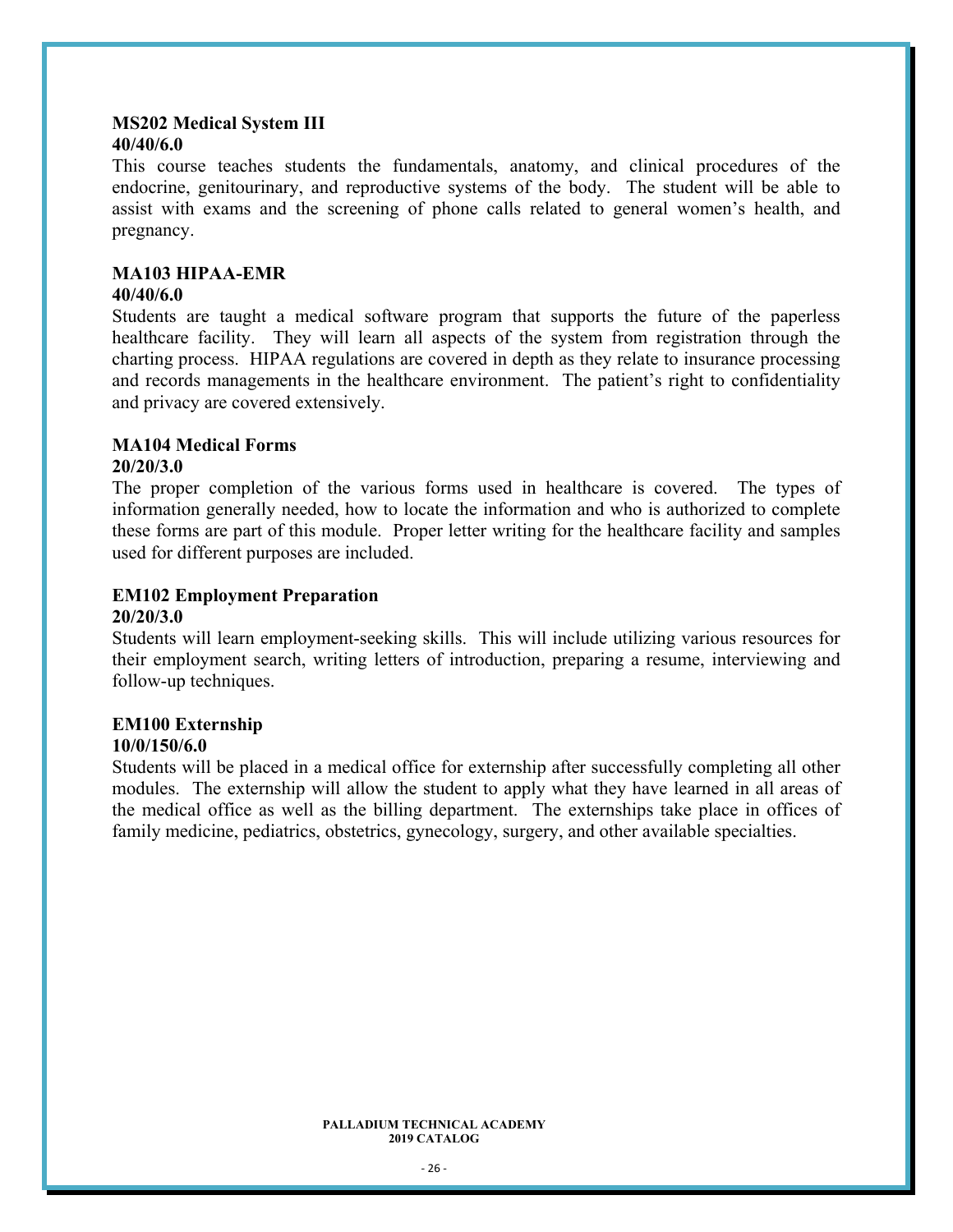**MS202 Medical System III**
**40/40/6.0**

This course teaches students the fundamentals, anatomy, and clinical procedures of the endocrine, genitourinary, and reproductive systems of the body. The student will be able to assist with exams and the screening of phone calls related to general women's health, and pregnancy.

**MA103 HIPAA-EMR**
**40/40/6.0**

Students are taught a medical software program that supports the future of the paperless healthcare facility. They will learn all aspects of the system from registration through the charting process. HIPAA regulations are covered in depth as they relate to insurance processing and records managements in the healthcare environment. The patient's right to confidentiality and privacy are covered extensively.

**MA104 Medical Forms**
**20/20/3.0**

The proper completion of the various forms used in healthcare is covered. The types of information generally needed, how to locate the information and who is authorized to complete these forms are part of this module. Proper letter writing for the healthcare facility and samples used for different purposes are included.

**EM102 Employment Preparation**
**20/20/3.0**

Students will learn employment-seeking skills. This will include utilizing various resources for their employment search, writing letters of introduction, preparing a resume, interviewing and follow-up techniques.

**EM100 Externship**
**10/0/150/6.0**

Students will be placed in a medical office for externship after successfully completing all other modules. The externship will allow the student to apply what they have learned in all areas of the medical office as well as the billing department. The externships take place in offices of family medicine, pediatrics, obstetrics, gynecology, surgery, and other available specialties.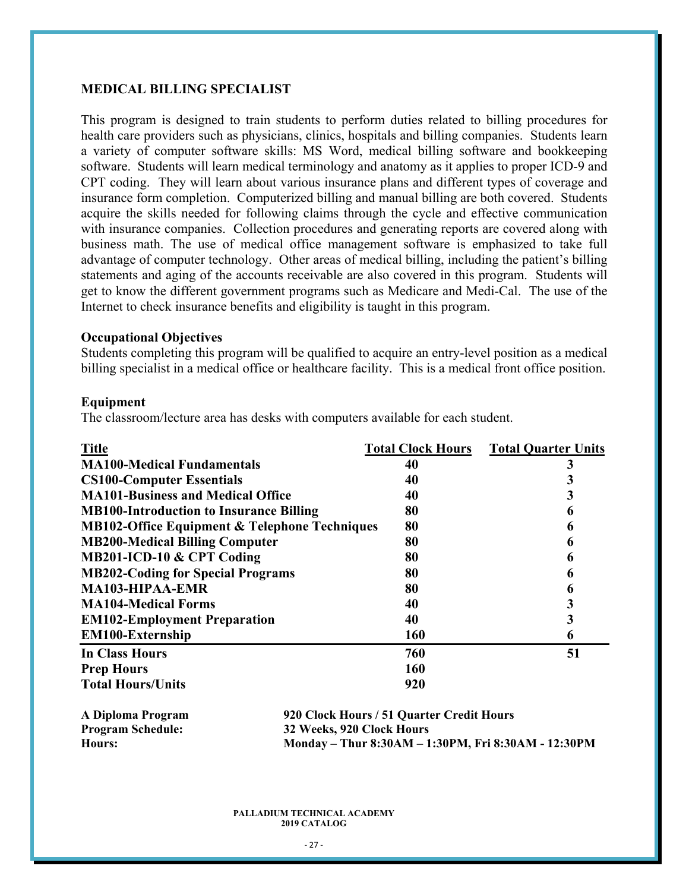## MEDICAL BILLING SPECIALIST

This program is designed to train students to perform duties related to billing procedures for health care providers such as physicians, clinics, hospitals and billing companies. Students learn a variety of computer software skills: MS Word, medical billing software and bookkeeping software. Students will learn medical terminology and anatomy as it applies to proper ICD-9 and CPT coding. They will learn about various insurance plans and different types of coverage and insurance form completion. Computerized billing and manual billing are both covered. Students acquire the skills needed for following claims through the cycle and effective communication with insurance companies. Collection procedures and generating reports are covered along with business math. The use of medical office management software is emphasized to take full advantage of computer technology. Other areas of medical billing, including the patient's billing statements and aging of the accounts receivable are also covered in this program. Students will get to know the different government programs such as Medicare and Medi-Cal. The use of the Internet to check insurance benefits and eligibility is taught in this program.

### Occupational Objectives

Students completing this program will be qualified to acquire an entry-level position as a medical billing specialist in a medical office or healthcare facility. This is a medical front office position.

### Equipment

The classroom/lecture area has desks with computers available for each student.

| Title | Total Clock Hours | Total Quarter Units |
|---|---|---|
| **MA100-Medical Fundamentals** | **40** | **3** |
| **CS100-Computer Essentials** | **40** | **3** |
| **MA101-Business and Medical Office** | **40** | **3** |
| **MB100-Introduction to Insurance Billing** | **80** | **6** |
| **MB102-Office Equipment & Telephone Techniques** | **80** | **6** |
| **MB200-Medical Billing Computer** | **80** | **6** |
| **MB201-ICD-10 & CPT Coding** | **80** | **6** |
| **MB202-Coding for Special Programs** | **80** | **6** |
| **MA103-HIPAA-EMR** | **80** | **6** |
| **MA104-Medical Forms** | **40** | **3** |
| **EM102-Employment Preparation** | **40** | **3** |
| **EM100-Externship** | **160** | **6** |
| **In Class Hours** | **760** | **51** |
| **Prep Hours** | **160** | |
| **Total Hours/Units** | **920** | |

**A Diploma Program** — **920 Clock Hours / 51 Quarter Credit Hours**
**Program Schedule:** — **32 Weeks, 920 Clock Hours**
**Hours:** — **Monday – Thur 8:30AM – 1:30PM, Fri 8:30AM - 12:30PM**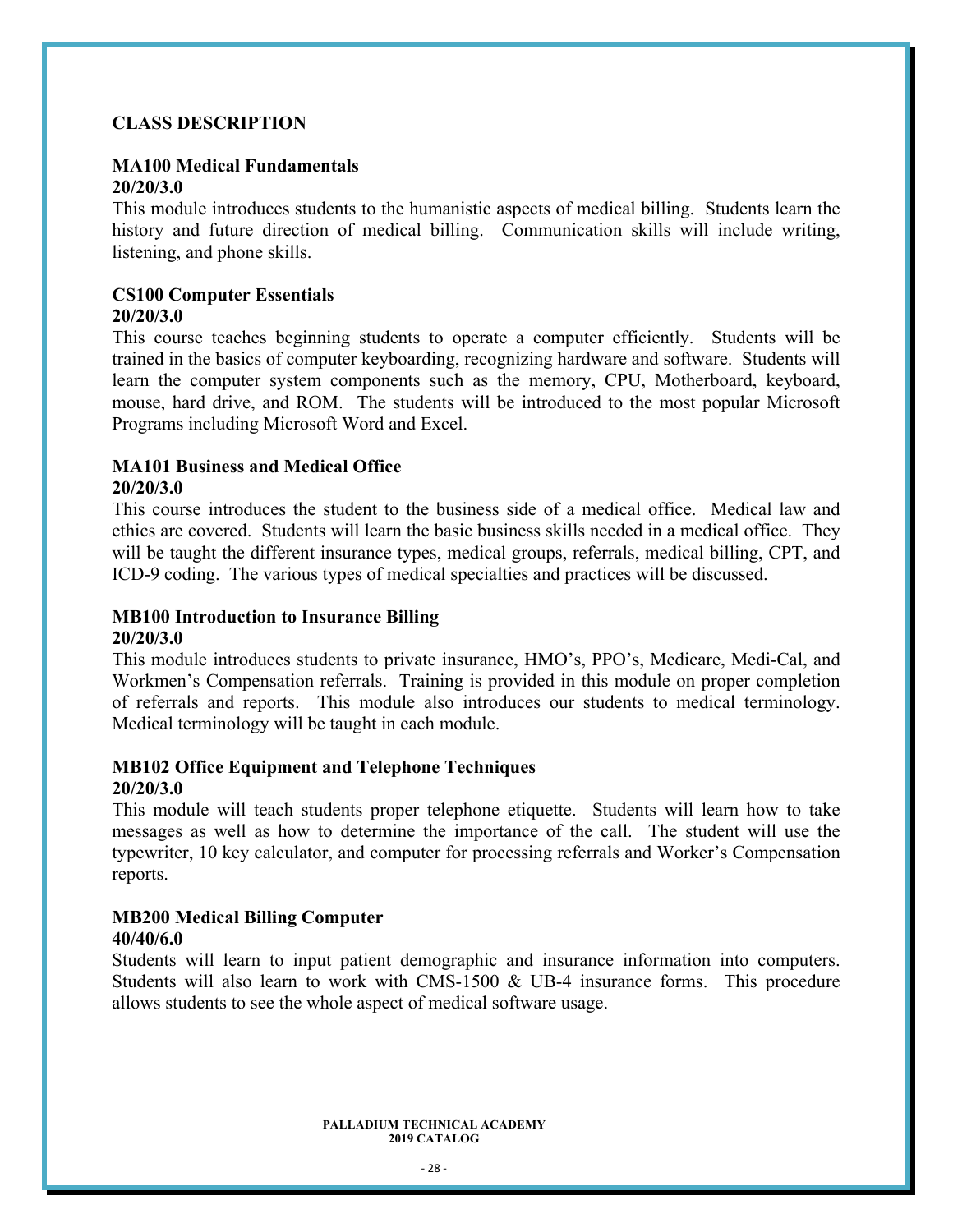## CLASS DESCRIPTION

### MA100 Medical Fundamentals

**20/20/3.0**

This module introduces students to the humanistic aspects of medical billing. Students learn the history and future direction of medical billing. Communication skills will include writing, listening, and phone skills.

### CS100 Computer Essentials

**20/20/3.0**

This course teaches beginning students to operate a computer efficiently. Students will be trained in the basics of computer keyboarding, recognizing hardware and software. Students will learn the computer system components such as the memory, CPU, Motherboard, keyboard, mouse, hard drive, and ROM. The students will be introduced to the most popular Microsoft Programs including Microsoft Word and Excel.

### MA101 Business and Medical Office

**20/20/3.0**

This course introduces the student to the business side of a medical office. Medical law and ethics are covered. Students will learn the basic business skills needed in a medical office. They will be taught the different insurance types, medical groups, referrals, medical billing, CPT, and ICD-9 coding. The various types of medical specialties and practices will be discussed.

### MB100 Introduction to Insurance Billing

**20/20/3.0**

This module introduces students to private insurance, HMO's, PPO's, Medicare, Medi-Cal, and Workmen's Compensation referrals. Training is provided in this module on proper completion of referrals and reports. This module also introduces our students to medical terminology. Medical terminology will be taught in each module.

### MB102 Office Equipment and Telephone Techniques

**20/20/3.0**

This module will teach students proper telephone etiquette. Students will learn how to take messages as well as how to determine the importance of the call. The student will use the typewriter, 10 key calculator, and computer for processing referrals and Worker's Compensation reports.

### MB200 Medical Billing Computer

**40/40/6.0**

Students will learn to input patient demographic and insurance information into computers. Students will also learn to work with CMS-1500 & UB-4 insurance forms. This procedure allows students to see the whole aspect of medical software usage.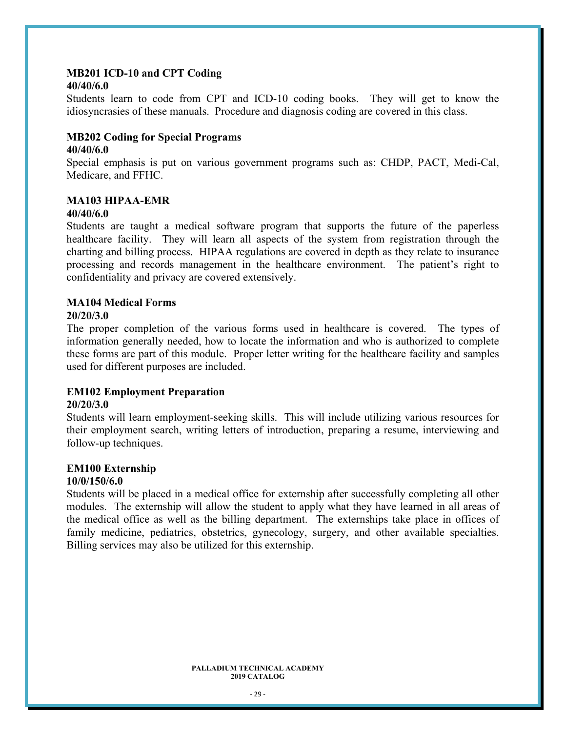**MB201 ICD-10 and CPT Coding**
**40/40/6.0**
Students learn to code from CPT and ICD-10 coding books. They will get to know the idiosyncrasies of these manuals. Procedure and diagnosis coding are covered in this class.

**MB202 Coding for Special Programs**
**40/40/6.0**
Special emphasis is put on various government programs such as: CHDP, PACT, Medi-Cal, Medicare, and FFHC.

**MA103 HIPAA-EMR**
**40/40/6.0**
Students are taught a medical software program that supports the future of the paperless healthcare facility. They will learn all aspects of the system from registration through the charting and billing process. HIPAA regulations are covered in depth as they relate to insurance processing and records management in the healthcare environment. The patient's right to confidentiality and privacy are covered extensively.

**MA104 Medical Forms**
**20/20/3.0**
The proper completion of the various forms used in healthcare is covered. The types of information generally needed, how to locate the information and who is authorized to complete these forms are part of this module. Proper letter writing for the healthcare facility and samples used for different purposes are included.

**EM102 Employment Preparation**
**20/20/3.0**
Students will learn employment-seeking skills. This will include utilizing various resources for their employment search, writing letters of introduction, preparing a resume, interviewing and follow-up techniques.

**EM100 Externship**
**10/0/150/6.0**
Students will be placed in a medical office for externship after successfully completing all other modules. The externship will allow the student to apply what they have learned in all areas of the medical office as well as the billing department. The externships take place in offices of family medicine, pediatrics, obstetrics, gynecology, surgery, and other available specialties. Billing services may also be utilized for this externship.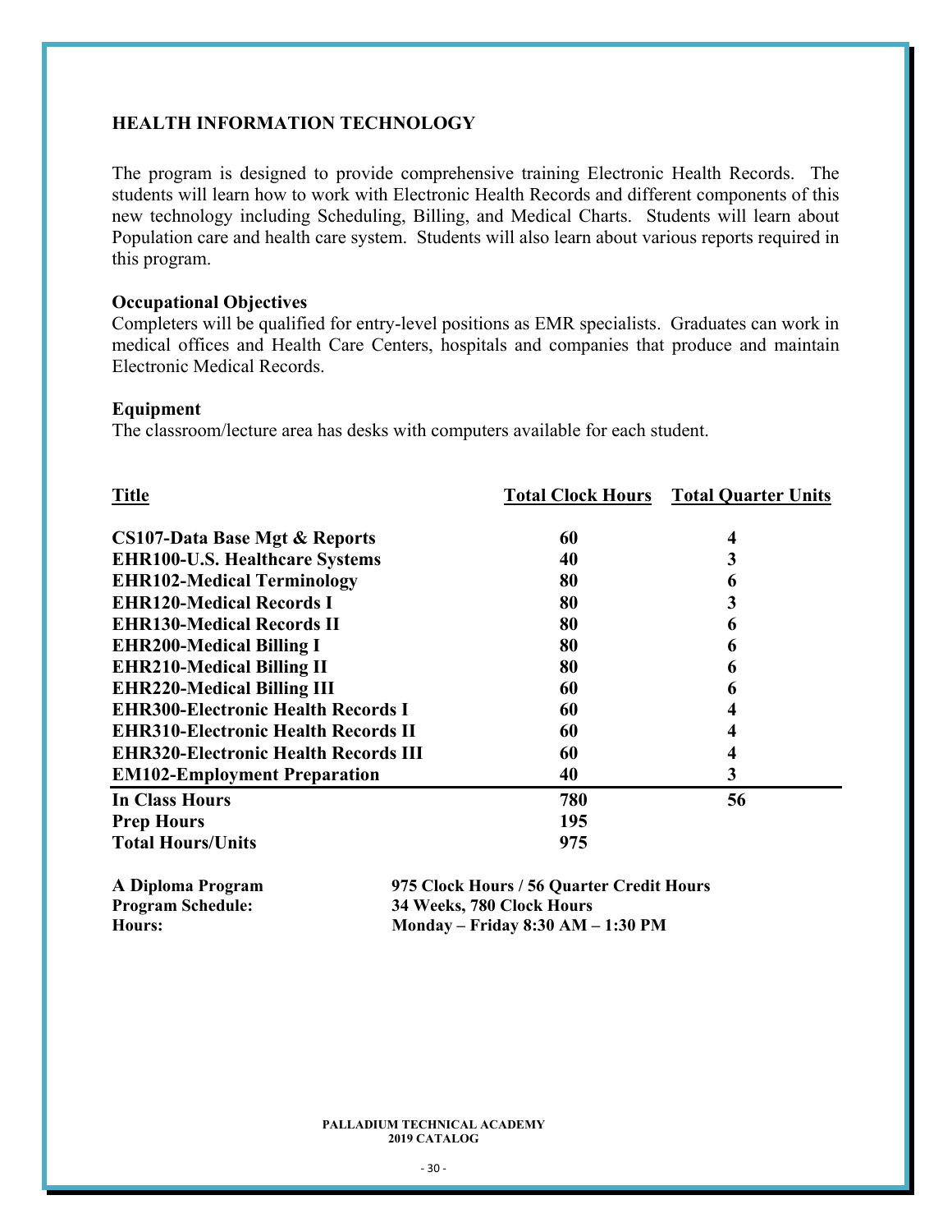## HEALTH INFORMATION TECHNOLOGY

The program is designed to provide comprehensive training Electronic Health Records. The students will learn how to work with Electronic Health Records and different components of this new technology including Scheduling, Billing, and Medical Charts. Students will learn about Population care and health care system. Students will also learn about various reports required in this program.

### Occupational Objectives

Completers will be qualified for entry-level positions as EMR specialists. Graduates can work in medical offices and Health Care Centers, hospitals and companies that produce and maintain Electronic Medical Records.

### Equipment

The classroom/lecture area has desks with computers available for each student.

| Title | Total Clock Hours | Total Quarter Units |
|---|---|---|
| **CS107-Data Base Mgt & Reports** | **60** | **4** |
| **EHR100-U.S. Healthcare Systems** | **40** | **3** |
| **EHR102-Medical Terminology** | **80** | **6** |
| **EHR120-Medical Records I** | **80** | **3** |
| **EHR130-Medical Records II** | **80** | **6** |
| **EHR200-Medical Billing I** | **80** | **6** |
| **EHR210-Medical Billing II** | **80** | **6** |
| **EHR220-Medical Billing III** | **60** | **6** |
| **EHR300-Electronic Health Records I** | **60** | **4** |
| **EHR310-Electronic Health Records II** | **60** | **4** |
| **EHR320-Electronic Health Records III** | **60** | **4** |
| **EM102-Employment Preparation** | **40** | **3** |
| **In Class Hours** | **780** | **56** |
| **Prep Hours** | **195** | |
| **Total Hours/Units** | **975** | |

**A Diploma Program** 975 Clock Hours / 56 Quarter Credit Hours
**Program Schedule:** 34 Weeks, 780 Clock Hours
**Hours:** Monday – Friday 8:30 AM – 1:30 PM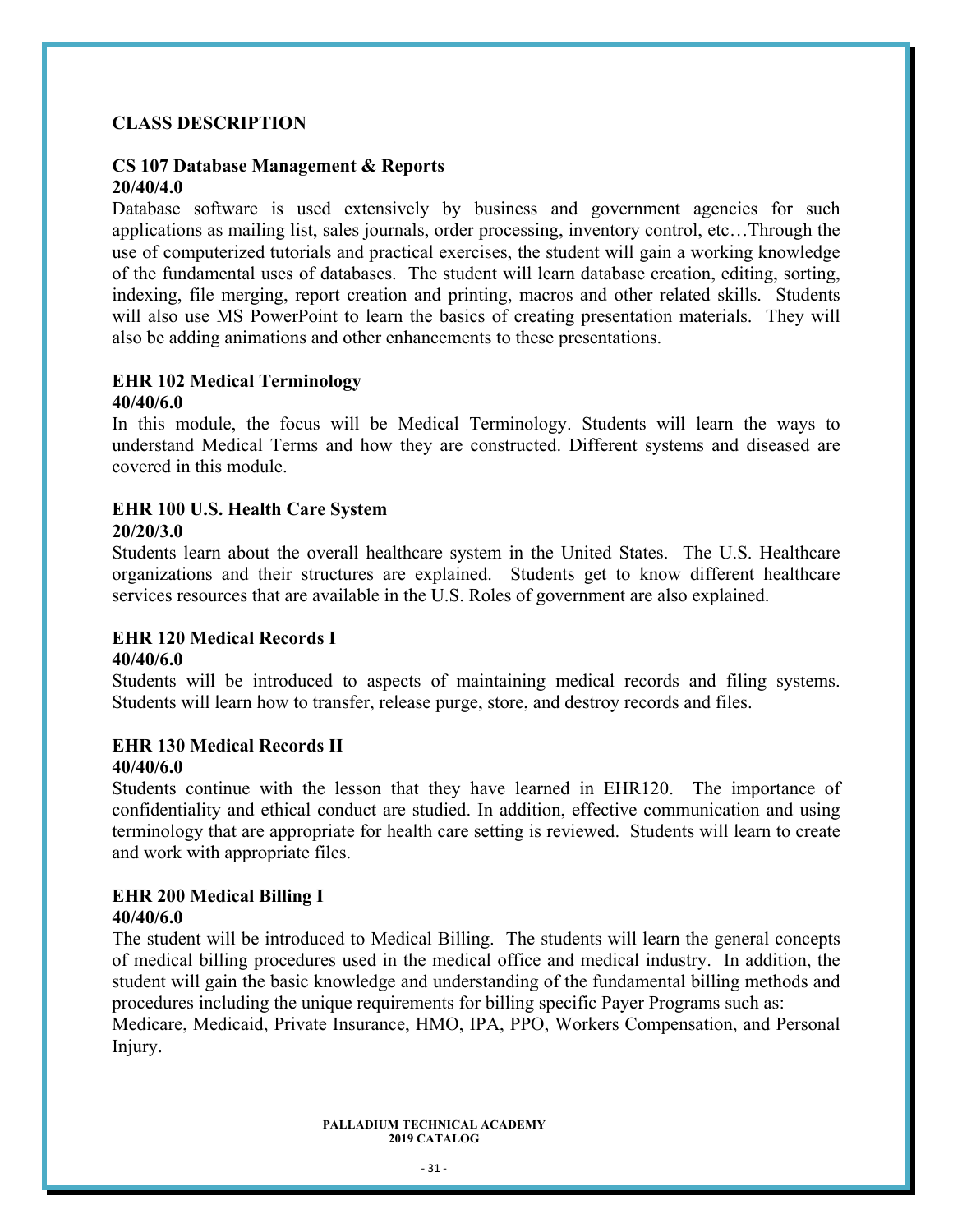## CLASS DESCRIPTION

### CS 107 Database Management & Reports

**20/40/4.0**

Database software is used extensively by business and government agencies for such applications as mailing list, sales journals, order processing, inventory control, etc…Through the use of computerized tutorials and practical exercises, the student will gain a working knowledge of the fundamental uses of databases. The student will learn database creation, editing, sorting, indexing, file merging, report creation and printing, macros and other related skills. Students will also use MS PowerPoint to learn the basics of creating presentation materials. They will also be adding animations and other enhancements to these presentations.

### EHR 102 Medical Terminology

**40/40/6.0**

In this module, the focus will be Medical Terminology. Students will learn the ways to understand Medical Terms and how they are constructed. Different systems and diseased are covered in this module.

### EHR 100 U.S. Health Care System

**20/20/3.0**

Students learn about the overall healthcare system in the United States. The U.S. Healthcare organizations and their structures are explained. Students get to know different healthcare services resources that are available in the U.S. Roles of government are also explained.

### EHR 120 Medical Records I

**40/40/6.0**

Students will be introduced to aspects of maintaining medical records and filing systems. Students will learn how to transfer, release purge, store, and destroy records and files.

### EHR 130 Medical Records II

**40/40/6.0**

Students continue with the lesson that they have learned in EHR120. The importance of confidentiality and ethical conduct are studied. In addition, effective communication and using terminology that are appropriate for health care setting is reviewed. Students will learn to create and work with appropriate files.

### EHR 200 Medical Billing I

**40/40/6.0**

The student will be introduced to Medical Billing. The students will learn the general concepts of medical billing procedures used in the medical office and medical industry. In addition, the student will gain the basic knowledge and understanding of the fundamental billing methods and procedures including the unique requirements for billing specific Payer Programs such as: Medicare, Medicaid, Private Insurance, HMO, IPA, PPO, Workers Compensation, and Personal Injury.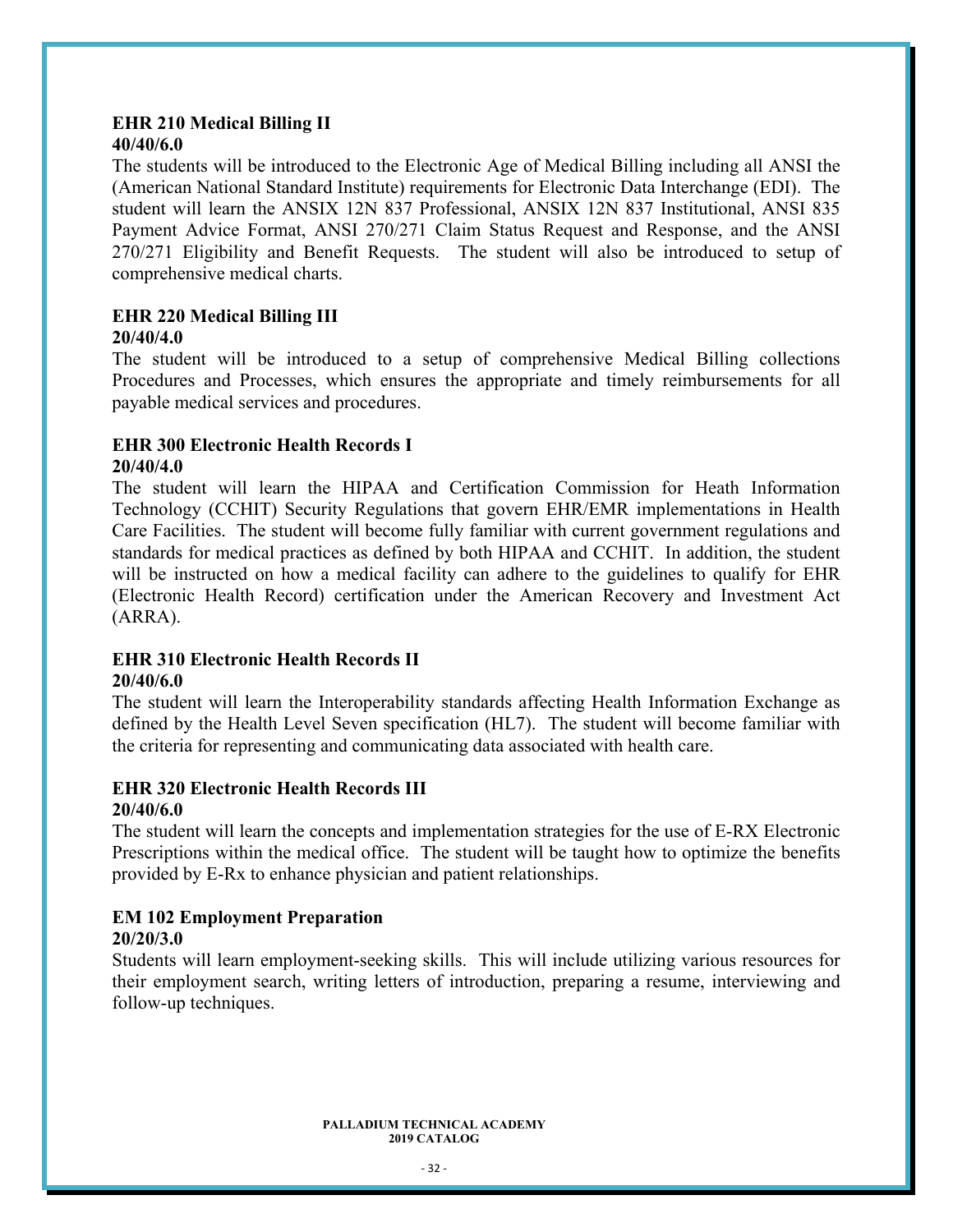**EHR 210 Medical Billing II**
**40/40/6.0**

The students will be introduced to the Electronic Age of Medical Billing including all ANSI the (American National Standard Institute) requirements for Electronic Data Interchange (EDI). The student will learn the ANSIX 12N 837 Professional, ANSIX 12N 837 Institutional, ANSI 835 Payment Advice Format, ANSI 270/271 Claim Status Request and Response, and the ANSI 270/271 Eligibility and Benefit Requests. The student will also be introduced to setup of comprehensive medical charts.

**EHR 220 Medical Billing III**
**20/40/4.0**

The student will be introduced to a setup of comprehensive Medical Billing collections Procedures and Processes, which ensures the appropriate and timely reimbursements for all payable medical services and procedures.

**EHR 300 Electronic Health Records I**
**20/40/4.0**

The student will learn the HIPAA and Certification Commission for Heath Information Technology (CCHIT) Security Regulations that govern EHR/EMR implementations in Health Care Facilities. The student will become fully familiar with current government regulations and standards for medical practices as defined by both HIPAA and CCHIT. In addition, the student will be instructed on how a medical facility can adhere to the guidelines to qualify for EHR (Electronic Health Record) certification under the American Recovery and Investment Act (ARRA).

**EHR 310 Electronic Health Records II**
**20/40/6.0**

The student will learn the Interoperability standards affecting Health Information Exchange as defined by the Health Level Seven specification (HL7). The student will become familiar with the criteria for representing and communicating data associated with health care.

**EHR 320 Electronic Health Records III**
**20/40/6.0**

The student will learn the concepts and implementation strategies for the use of E-RX Electronic Prescriptions within the medical office. The student will be taught how to optimize the benefits provided by E-Rx to enhance physician and patient relationships.

**EM 102 Employment Preparation**
**20/20/3.0**

Students will learn employment-seeking skills. This will include utilizing various resources for their employment search, writing letters of introduction, preparing a resume, interviewing and follow-up techniques.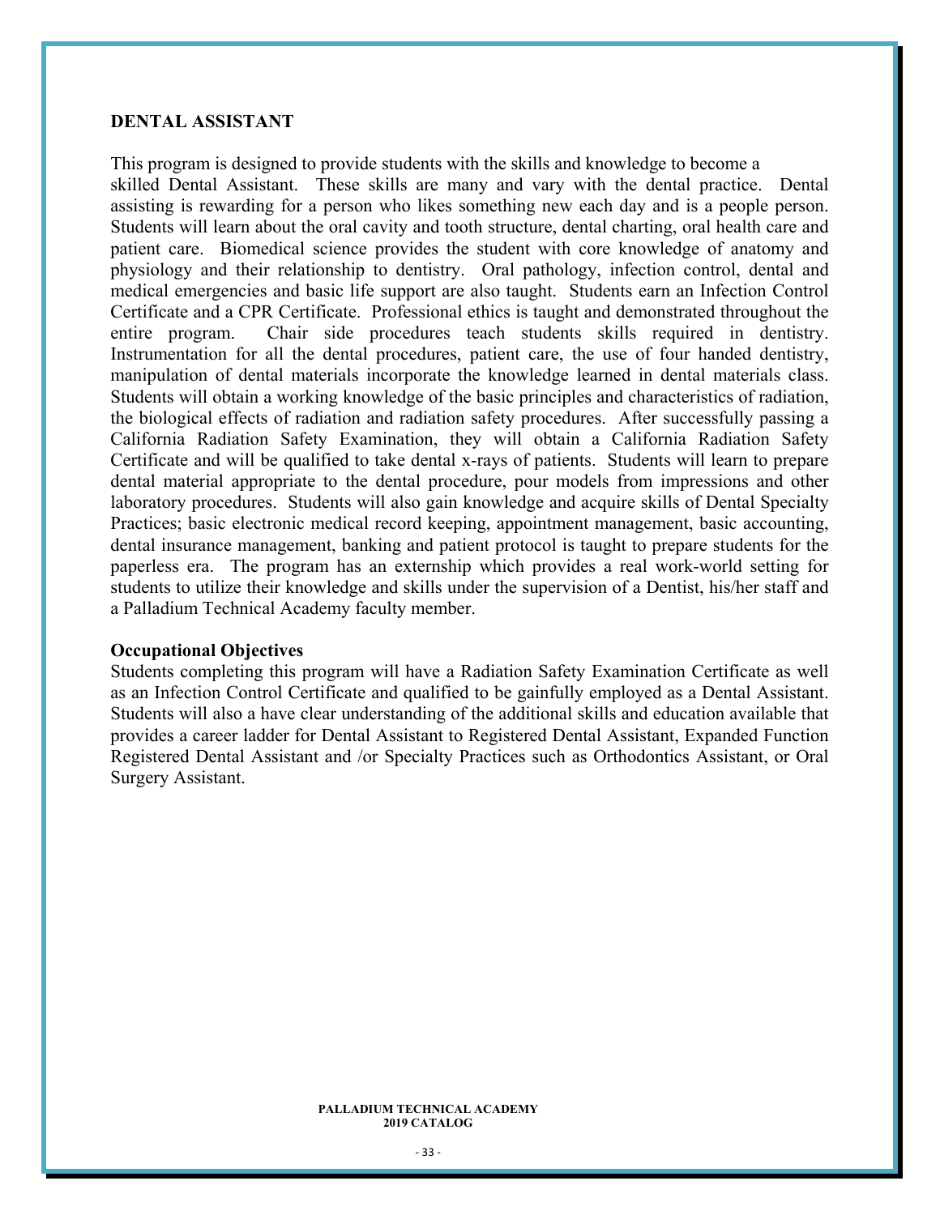## DENTAL ASSISTANT

This program is designed to provide students with the skills and knowledge to become a skilled Dental Assistant. These skills are many and vary with the dental practice. Dental assisting is rewarding for a person who likes something new each day and is a people person. Students will learn about the oral cavity and tooth structure, dental charting, oral health care and patient care. Biomedical science provides the student with core knowledge of anatomy and physiology and their relationship to dentistry. Oral pathology, infection control, dental and medical emergencies and basic life support are also taught. Students earn an Infection Control Certificate and a CPR Certificate. Professional ethics is taught and demonstrated throughout the entire program. Chair side procedures teach students skills required in dentistry. Instrumentation for all the dental procedures, patient care, the use of four handed dentistry, manipulation of dental materials incorporate the knowledge learned in dental materials class. Students will obtain a working knowledge of the basic principles and characteristics of radiation, the biological effects of radiation and radiation safety procedures. After successfully passing a California Radiation Safety Examination, they will obtain a California Radiation Safety Certificate and will be qualified to take dental x-rays of patients. Students will learn to prepare dental material appropriate to the dental procedure, pour models from impressions and other laboratory procedures. Students will also gain knowledge and acquire skills of Dental Specialty Practices; basic electronic medical record keeping, appointment management, basic accounting, dental insurance management, banking and patient protocol is taught to prepare students for the paperless era. The program has an externship which provides a real work-world setting for students to utilize their knowledge and skills under the supervision of a Dentist, his/her staff and a Palladium Technical Academy faculty member.

### Occupational Objectives

Students completing this program will have a Radiation Safety Examination Certificate as well as an Infection Control Certificate and qualified to be gainfully employed as a Dental Assistant. Students will also a have clear understanding of the additional skills and education available that provides a career ladder for Dental Assistant to Registered Dental Assistant, Expanded Function Registered Dental Assistant and /or Specialty Practices such as Orthodontics Assistant, or Oral Surgery Assistant.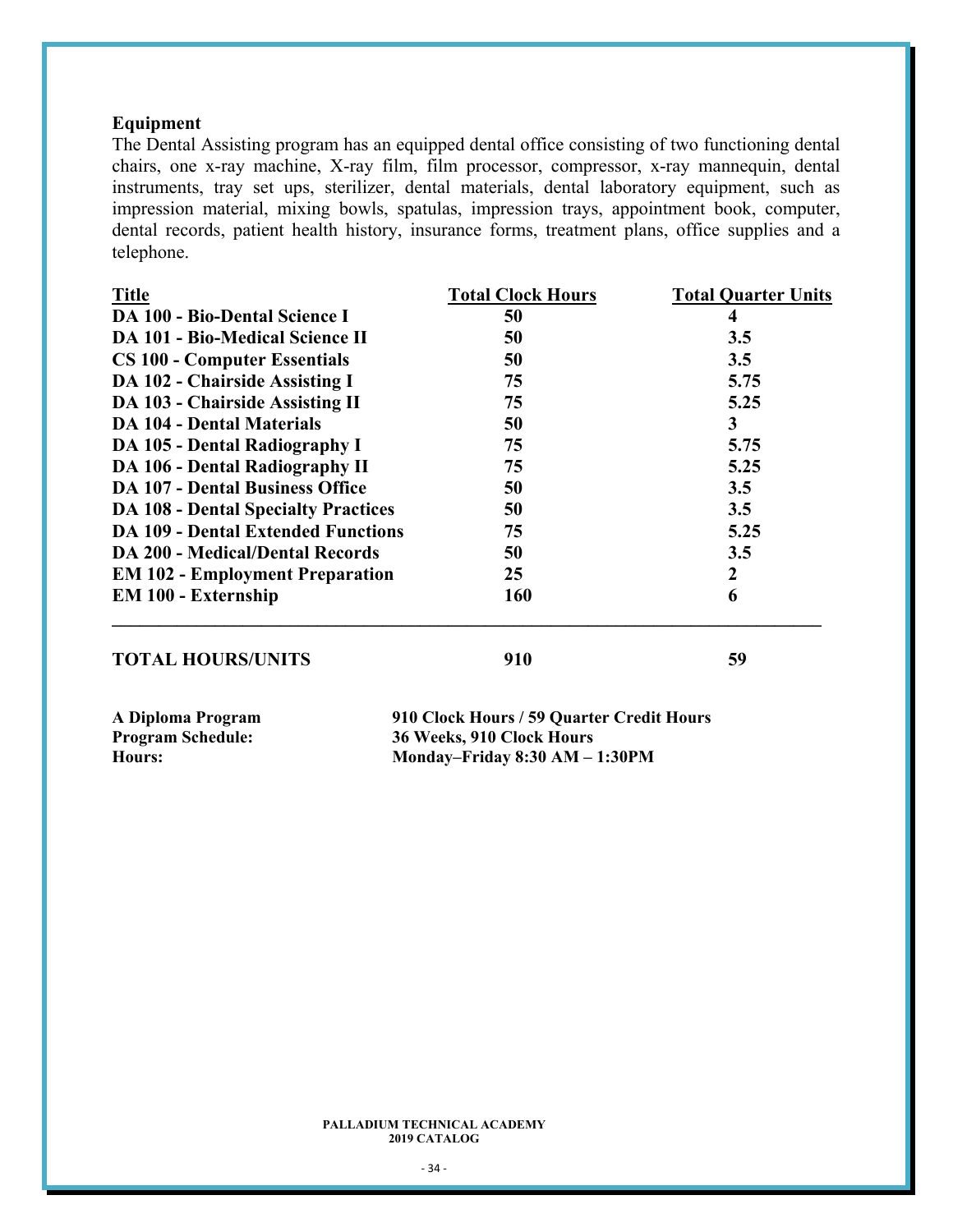**Equipment**

The Dental Assisting program has an equipped dental office consisting of two functioning dental chairs, one x-ray machine, X-ray film, film processor, compressor, x-ray mannequin, dental instruments, tray set ups, sterilizer, dental materials, dental laboratory equipment, such as impression material, mixing bowls, spatulas, impression trays, appointment book, computer, dental records, patient health history, insurance forms, treatment plans, office supplies and a telephone.

| Title | Total Clock Hours | Total Quarter Units |
| --- | --- | --- |
| **DA 100 - Bio-Dental Science I** | **50** | **4** |
| **DA 101 - Bio-Medical Science II** | **50** | **3.5** |
| **CS 100 - Computer Essentials** | **50** | **3.5** |
| **DA 102 - Chairside Assisting I** | **75** | **5.75** |
| **DA 103 - Chairside Assisting II** | **75** | **5.25** |
| **DA 104 - Dental Materials** | **50** | **3** |
| **DA 105 - Dental Radiography I** | **75** | **5.75** |
| **DA 106 - Dental Radiography II** | **75** | **5.25** |
| **DA 107 - Dental Business Office** | **50** | **3.5** |
| **DA 108 - Dental Specialty Practices** | **50** | **3.5** |
| **DA 109 - Dental Extended Functions** | **75** | **5.25** |
| **DA 200 - Medical/Dental Records** | **50** | **3.5** |
| **EM 102 - Employment Preparation** | **25** | **2** |
| **EM 100 - Externship** | **160** | **6** |
| **TOTAL HOURS/UNITS** | **910** | **59** |

**A Diploma Program** — **910 Clock Hours / 59 Quarter Credit Hours**

**Program Schedule:** — **36 Weeks, 910 Clock Hours**

**Hours:** — **Monday–Friday 8:30 AM – 1:30PM**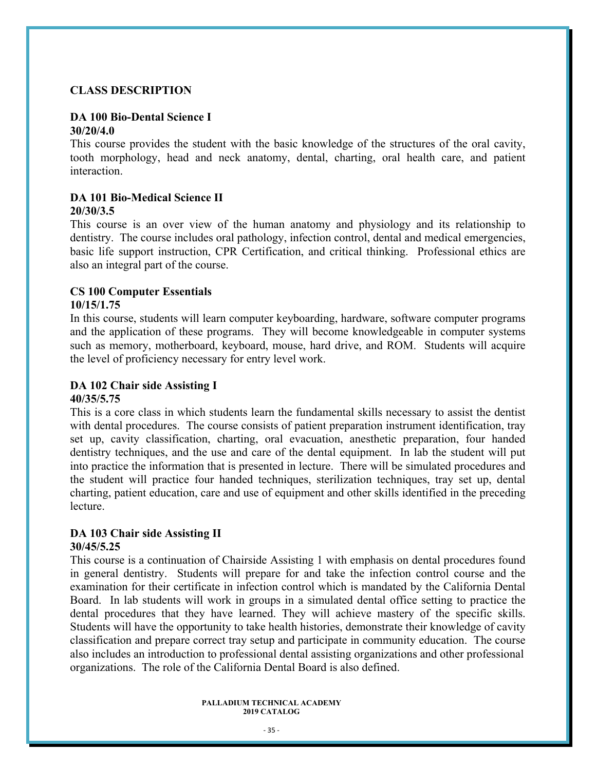## CLASS DESCRIPTION

### DA 100 Bio-Dental Science I

**30/20/4.0**

This course provides the student with the basic knowledge of the structures of the oral cavity, tooth morphology, head and neck anatomy, dental, charting, oral health care, and patient interaction.

### DA 101 Bio-Medical Science II

**20/30/3.5**

This course is an over view of the human anatomy and physiology and its relationship to dentistry. The course includes oral pathology, infection control, dental and medical emergencies, basic life support instruction, CPR Certification, and critical thinking. Professional ethics are also an integral part of the course.

### CS 100 Computer Essentials

**10/15/1.75**

In this course, students will learn computer keyboarding, hardware, software computer programs and the application of these programs. They will become knowledgeable in computer systems such as memory, motherboard, keyboard, mouse, hard drive, and ROM. Students will acquire the level of proficiency necessary for entry level work.

### DA 102 Chair side Assisting I

**40/35/5.75**

This is a core class in which students learn the fundamental skills necessary to assist the dentist with dental procedures. The course consists of patient preparation instrument identification, tray set up, cavity classification, charting, oral evacuation, anesthetic preparation, four handed dentistry techniques, and the use and care of the dental equipment. In lab the student will put into practice the information that is presented in lecture. There will be simulated procedures and the student will practice four handed techniques, sterilization techniques, tray set up, dental charting, patient education, care and use of equipment and other skills identified in the preceding lecture.

### DA 103 Chair side Assisting II

**30/45/5.25**

This course is a continuation of Chairside Assisting 1 with emphasis on dental procedures found in general dentistry. Students will prepare for and take the infection control course and the examination for their certificate in infection control which is mandated by the California Dental Board. In lab students will work in groups in a simulated dental office setting to practice the dental procedures that they have learned. They will achieve mastery of the specific skills. Students will have the opportunity to take health histories, demonstrate their knowledge of cavity classification and prepare correct tray setup and participate in community education. The course also includes an introduction to professional dental assisting organizations and other professional organizations. The role of the California Dental Board is also defined.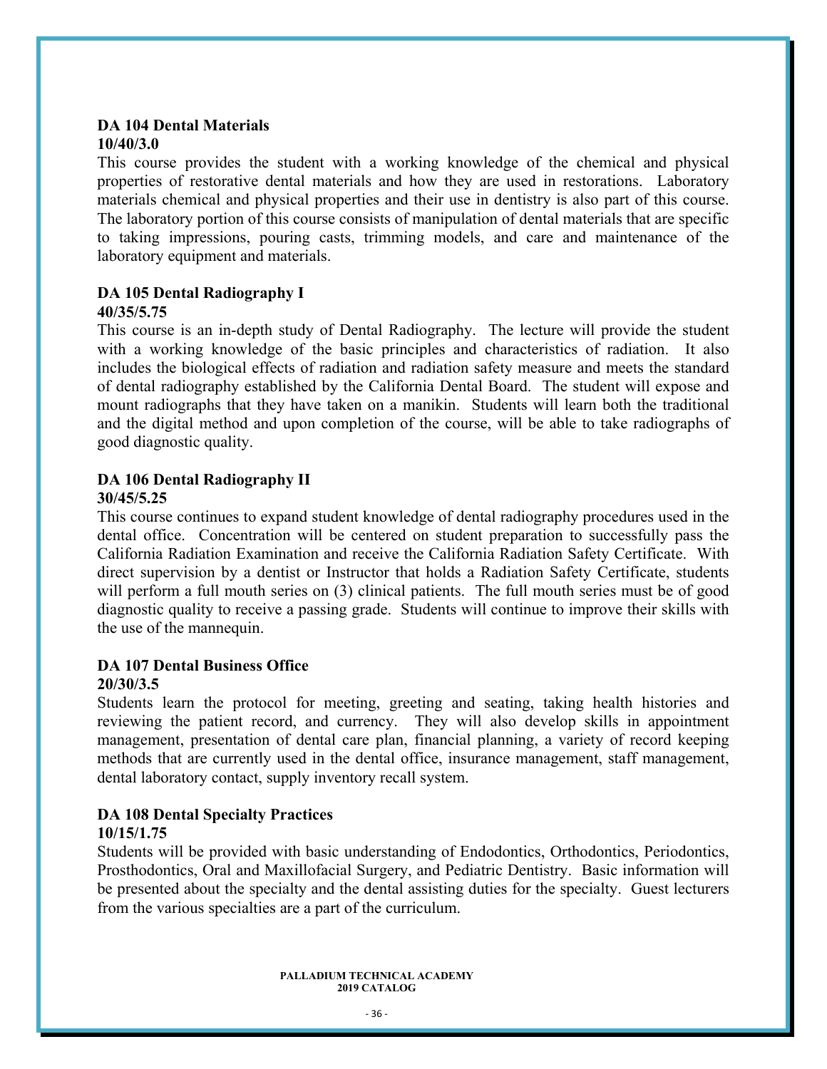**DA 104 Dental Materials**
**10/40/3.0**

This course provides the student with a working knowledge of the chemical and physical properties of restorative dental materials and how they are used in restorations. Laboratory materials chemical and physical properties and their use in dentistry is also part of this course. The laboratory portion of this course consists of manipulation of dental materials that are specific to taking impressions, pouring casts, trimming models, and care and maintenance of the laboratory equipment and materials.

**DA 105 Dental Radiography I**
**40/35/5.75**

This course is an in-depth study of Dental Radiography. The lecture will provide the student with a working knowledge of the basic principles and characteristics of radiation. It also includes the biological effects of radiation and radiation safety measure and meets the standard of dental radiography established by the California Dental Board. The student will expose and mount radiographs that they have taken on a manikin. Students will learn both the traditional and the digital method and upon completion of the course, will be able to take radiographs of good diagnostic quality.

**DA 106 Dental Radiography II**
**30/45/5.25**

This course continues to expand student knowledge of dental radiography procedures used in the dental office. Concentration will be centered on student preparation to successfully pass the California Radiation Examination and receive the California Radiation Safety Certificate. With direct supervision by a dentist or Instructor that holds a Radiation Safety Certificate, students will perform a full mouth series on (3) clinical patients. The full mouth series must be of good diagnostic quality to receive a passing grade. Students will continue to improve their skills with the use of the mannequin.

**DA 107 Dental Business Office**
**20/30/3.5**

Students learn the protocol for meeting, greeting and seating, taking health histories and reviewing the patient record, and currency. They will also develop skills in appointment management, presentation of dental care plan, financial planning, a variety of record keeping methods that are currently used in the dental office, insurance management, staff management, dental laboratory contact, supply inventory recall system.

**DA 108 Dental Specialty Practices**
**10/15/1.75**

Students will be provided with basic understanding of Endodontics, Orthodontics, Periodontics, Prosthodontics, Oral and Maxillofacial Surgery, and Pediatric Dentistry. Basic information will be presented about the specialty and the dental assisting duties for the specialty. Guest lecturers from the various specialties are a part of the curriculum.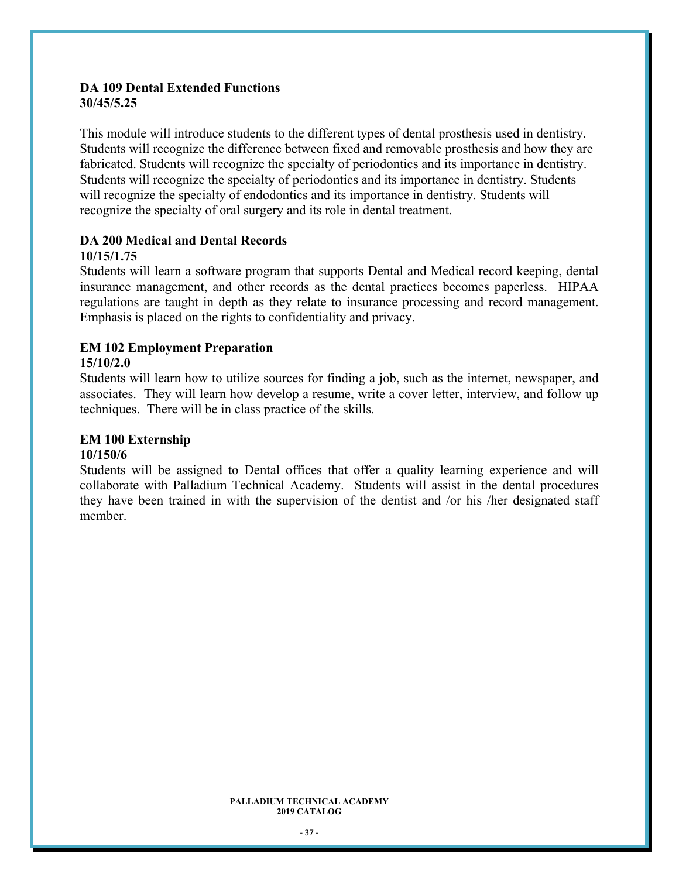**DA 109 Dental Extended Functions**
**30/45/5.25**

This module will introduce students to the different types of dental prosthesis used in dentistry. Students will recognize the difference between fixed and removable prosthesis and how they are fabricated. Students will recognize the specialty of periodontics and its importance in dentistry. Students will recognize the specialty of periodontics and its importance in dentistry. Students will recognize the specialty of endodontics and its importance in dentistry. Students will recognize the specialty of oral surgery and its role in dental treatment.

**DA 200 Medical and Dental Records**
**10/15/1.75**

Students will learn a software program that supports Dental and Medical record keeping, dental insurance management, and other records as the dental practices becomes paperless. HIPAA regulations are taught in depth as they relate to insurance processing and record management. Emphasis is placed on the rights to confidentiality and privacy.

**EM 102 Employment Preparation**
**15/10/2.0**

Students will learn how to utilize sources for finding a job, such as the internet, newspaper, and associates. They will learn how develop a resume, write a cover letter, interview, and follow up techniques. There will be in class practice of the skills.

**EM 100 Externship**
**10/150/6**

Students will be assigned to Dental offices that offer a quality learning experience and will collaborate with Palladium Technical Academy. Students will assist in the dental procedures they have been trained in with the supervision of the dentist and /or his /her designated staff member.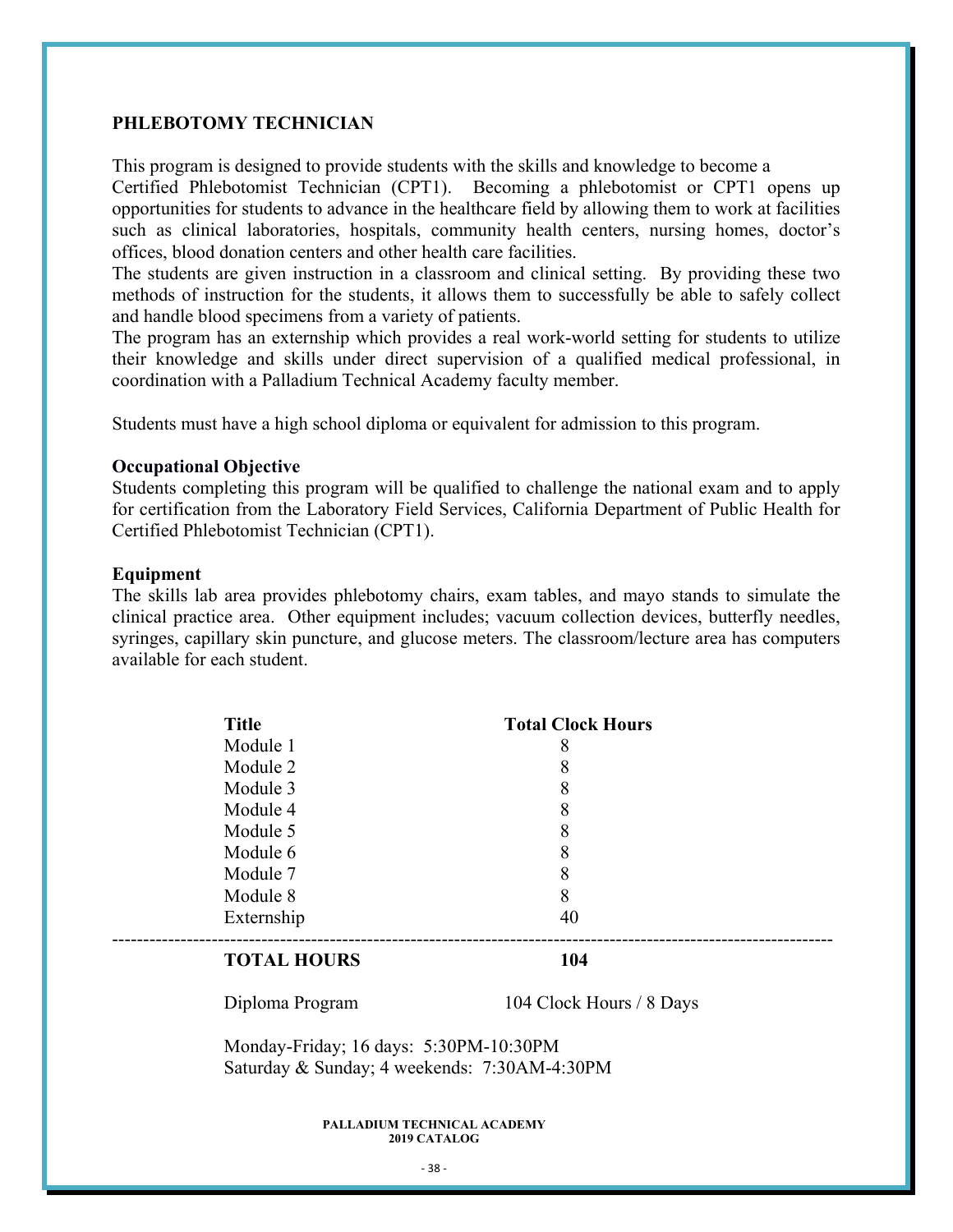## PHLEBOTOMY TECHNICIAN

This program is designed to provide students with the skills and knowledge to become a Certified Phlebotomist Technician (CPT1). Becoming a phlebotomist or CPT1 opens up opportunities for students to advance in the healthcare field by allowing them to work at facilities such as clinical laboratories, hospitals, community health centers, nursing homes, doctor's offices, blood donation centers and other health care facilities.

The students are given instruction in a classroom and clinical setting. By providing these two methods of instruction for the students, it allows them to successfully be able to safely collect and handle blood specimens from a variety of patients.

The program has an externship which provides a real work-world setting for students to utilize their knowledge and skills under direct supervision of a qualified medical professional, in coordination with a Palladium Technical Academy faculty member.

Students must have a high school diploma or equivalent for admission to this program.

### Occupational Objective

Students completing this program will be qualified to challenge the national exam and to apply for certification from the Laboratory Field Services, California Department of Public Health for Certified Phlebotomist Technician (CPT1).

### Equipment

The skills lab area provides phlebotomy chairs, exam tables, and mayo stands to simulate the clinical practice area. Other equipment includes; vacuum collection devices, butterfly needles, syringes, capillary skin puncture, and glucose meters. The classroom/lecture area has computers available for each student.

| Title | Total Clock Hours |
|---|---|
| Module 1 | 8 |
| Module 2 | 8 |
| Module 3 | 8 |
| Module 4 | 8 |
| Module 5 | 8 |
| Module 6 | 8 |
| Module 7 | 8 |
| Module 8 | 8 |
| Externship | 40 |
| **TOTAL HOURS** | **104** |

Diploma Program 104 Clock Hours / 8 Days

Monday-Friday; 16 days: 5:30PM-10:30PM
Saturday & Sunday; 4 weekends: 7:30AM-4:30PM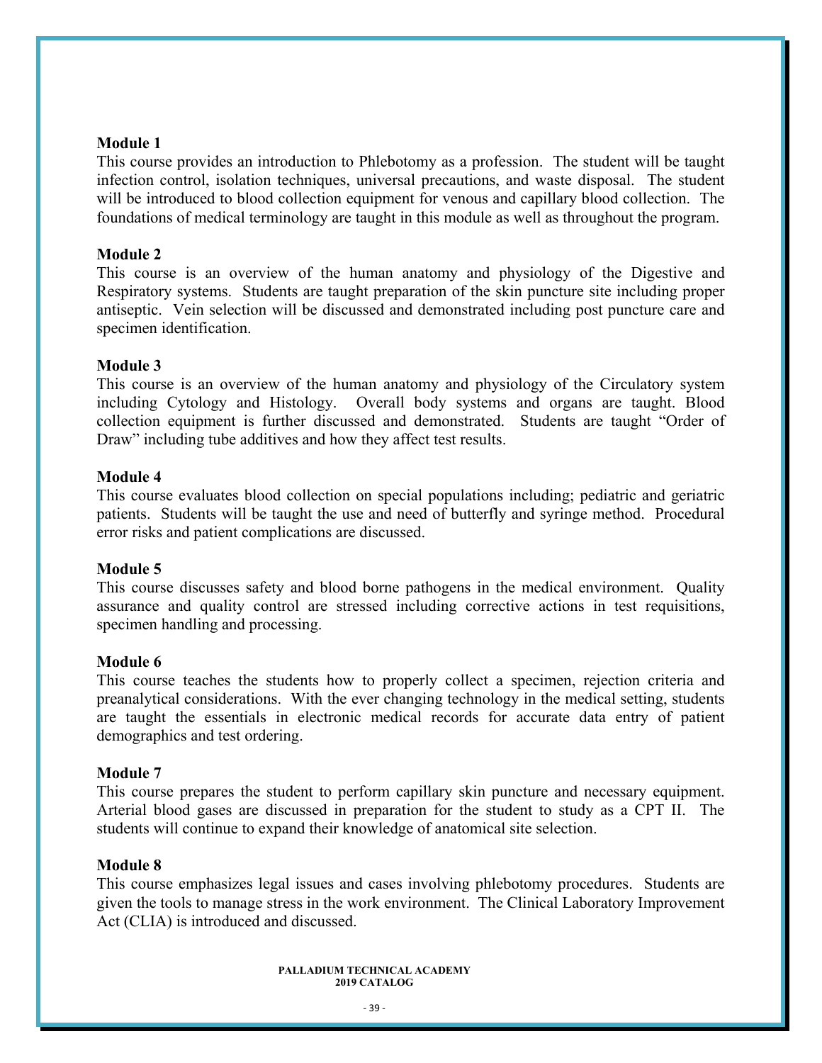**Module 1**

This course provides an introduction to Phlebotomy as a profession. The student will be taught infection control, isolation techniques, universal precautions, and waste disposal. The student will be introduced to blood collection equipment for venous and capillary blood collection. The foundations of medical terminology are taught in this module as well as throughout the program.

**Module 2**

This course is an overview of the human anatomy and physiology of the Digestive and Respiratory systems. Students are taught preparation of the skin puncture site including proper antiseptic. Vein selection will be discussed and demonstrated including post puncture care and specimen identification.

**Module 3**

This course is an overview of the human anatomy and physiology of the Circulatory system including Cytology and Histology. Overall body systems and organs are taught. Blood collection equipment is further discussed and demonstrated. Students are taught "Order of Draw" including tube additives and how they affect test results.

**Module 4**

This course evaluates blood collection on special populations including; pediatric and geriatric patients. Students will be taught the use and need of butterfly and syringe method. Procedural error risks and patient complications are discussed.

**Module 5**

This course discusses safety and blood borne pathogens in the medical environment. Quality assurance and quality control are stressed including corrective actions in test requisitions, specimen handling and processing.

**Module 6**

This course teaches the students how to properly collect a specimen, rejection criteria and preanalytical considerations. With the ever changing technology in the medical setting, students are taught the essentials in electronic medical records for accurate data entry of patient demographics and test ordering.

**Module 7**

This course prepares the student to perform capillary skin puncture and necessary equipment. Arterial blood gases are discussed in preparation for the student to study as a CPT II. The students will continue to expand their knowledge of anatomical site selection.

**Module 8**

This course emphasizes legal issues and cases involving phlebotomy procedures. Students are given the tools to manage stress in the work environment. The Clinical Laboratory Improvement Act (CLIA) is introduced and discussed.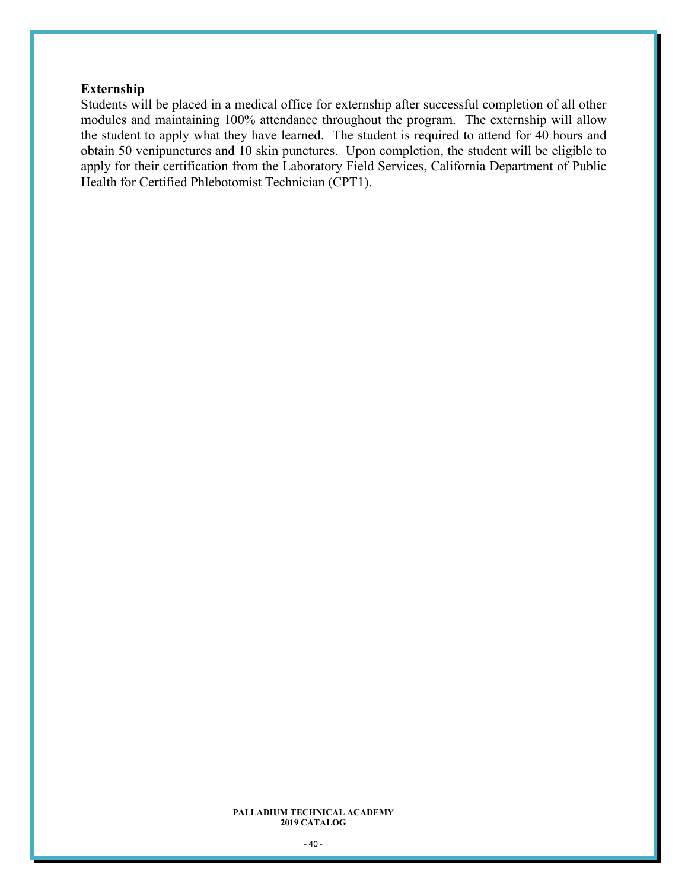**Externship**

Students will be placed in a medical office for externship after successful completion of all other modules and maintaining 100% attendance throughout the program. The externship will allow the student to apply what they have learned. The student is required to attend for 40 hours and obtain 50 venipunctures and 10 skin punctures. Upon completion, the student will be eligible to apply for their certification from the Laboratory Field Services, California Department of Public Health for Certified Phlebotomist Technician (CPT1).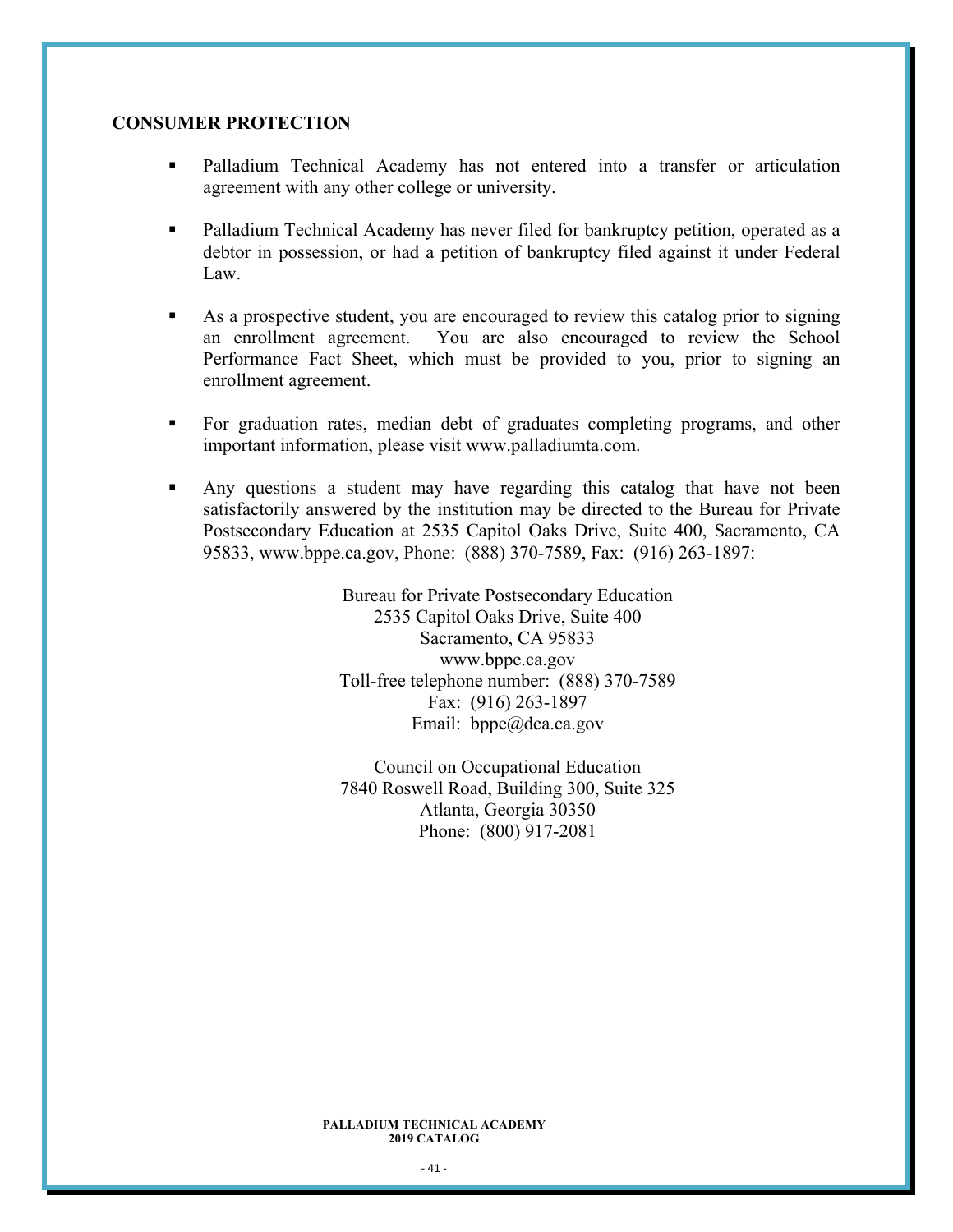## CONSUMER PROTECTION

- Palladium Technical Academy has not entered into a transfer or articulation agreement with any other college or university.
- Palladium Technical Academy has never filed for bankruptcy petition, operated as a debtor in possession, or had a petition of bankruptcy filed against it under Federal Law.
- As a prospective student, you are encouraged to review this catalog prior to signing an enrollment agreement. You are also encouraged to review the School Performance Fact Sheet, which must be provided to you, prior to signing an enrollment agreement.
- For graduation rates, median debt of graduates completing programs, and other important information, please visit www.palladiumta.com.
- Any questions a student may have regarding this catalog that have not been satisfactorily answered by the institution may be directed to the Bureau for Private Postsecondary Education at 2535 Capitol Oaks Drive, Suite 400, Sacramento, CA 95833, www.bppe.ca.gov, Phone: (888) 370-7589, Fax: (916) 263-1897:

Bureau for Private Postsecondary Education
2535 Capitol Oaks Drive, Suite 400
Sacramento, CA 95833
www.bppe.ca.gov
Toll-free telephone number: (888) 370-7589
Fax: (916) 263-1897
Email: bppe@dca.ca.gov

Council on Occupational Education
7840 Roswell Road, Building 300, Suite 325
Atlanta, Georgia 30350
Phone: (800) 917-2081